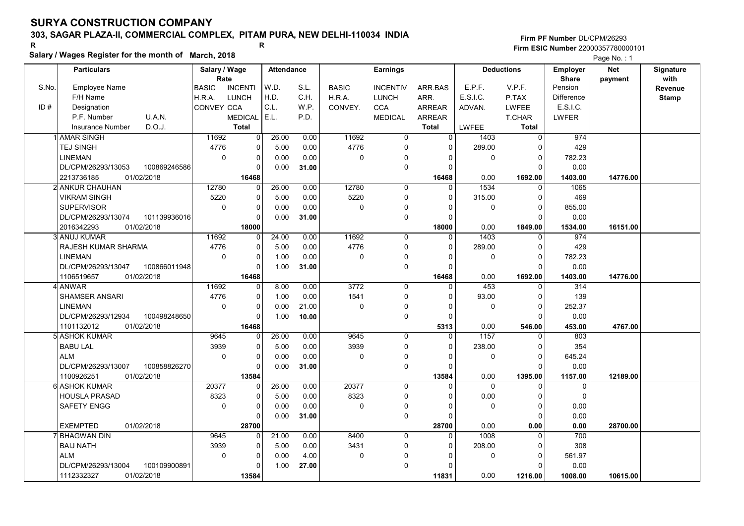# SURYA CONSTRUCTION COMPANY

**303, SAGAR PLAZA-II, COMMERCIAL COMPLEX, PITAM PURA, NEW DELHI-110034 INDIA**

R R

**Salary / Wages Register for the month of March, 2018**

Firm PF Number DL/CPM/26293
Firm ESIC Number 22000357780000101

Page No. : 1

| S.No. / ID # | Particulars: Employee Name / F/H Name / Designation / P.F. Number, U.A.N. / Insurance Number, D.O.J. | Salary / Wage Rate: BASIC / H.R.A. / CONVEY | Salary / Wage Rate: INCENTI / LUNCH / CCA / MEDICAL / Total | Attendance: W.D. / H.D. / C.L. / E.L. | Attendance: S.L. / C.H. / W.P. / P.D. | Earnings: BASIC / H.R.A. / CONVEY. | Earnings: INCENTIV / LUNCH / CCA / MEDICAL | Earnings: ARR.BAS / ARR. / ARREAR / ARREAR / Total | Deductions: E.P.F. / E.S.I.C. / ADVAN. / LWFEE | Deductions: V.P.F. / P.TAX / LWFEE / T.CHAR / Total | Employer Share: Pension / Difference / E.S.I.C. / LWFER | Net payment | Signature with Revenue Stamp |
|---|---|---|---|---|---|---|---|---|---|---|---|---|---|
| 1 | AMAR SINGH<br>TEJ SINGH<br>LINEMAN<br>DL/CPM/26293/13053 100869246586<br>2213736185 01/02/2018 | 11692<br>4776<br>0 | 0<br>0<br>0<br>0<br>16468 | 26.00<br>5.00<br>0.00<br>0.00 | 0.00<br>0.00<br>0.00<br>31.00 | 11692<br>4776<br>0 | 0<br>0<br>0<br>0 | 0<br>0<br>0<br>0<br>16468 | 1403<br>289.00<br>0<br>0.00 | 0<br>0<br>0<br>0<br>1692.00 | 974<br>429<br>782.23<br>0.00<br>1403.00 | 14776.00 | |
| 2 | ANKUR CHAUHAN<br>VIKRAM SINGH<br>SUPERVISOR<br>DL/CPM/26293/13074 101139936016<br>2016342293 01/02/2018 | 12780<br>5220<br>0 | 0<br>0<br>0<br>0<br>18000 | 26.00<br>5.00<br>0.00<br>0.00 | 0.00<br>0.00<br>0.00<br>31.00 | 12780<br>5220<br>0 | 0<br>0<br>0<br>0 | 0<br>0<br>0<br>0<br>18000 | 1534<br>315.00<br>0<br>0.00 | 0<br>0<br>0<br>0<br>1849.00 | 1065<br>469<br>855.00<br>0.00<br>1534.00 | 16151.00 | |
| 3 | ANUJ KUMAR<br>RAJESH KUMAR SHARMA<br>LINEMAN<br>DL/CPM/26293/13047 100866011948<br>1106519657 01/02/2018 | 11692<br>4776<br>0 | 0<br>0<br>0<br>0<br>16468 | 24.00<br>5.00<br>1.00<br>1.00 | 0.00<br>0.00<br>0.00<br>31.00 | 11692<br>4776<br>0 | 0<br>0<br>0<br>0 | 0<br>0<br>0<br>0<br>16468 | 1403<br>289.00<br>0<br>0.00 | 0<br>0<br>0<br>0<br>1692.00 | 974<br>429<br>782.23<br>0.00<br>1403.00 | 14776.00 | |
| 4 | ANWAR<br>SHAMSER ANSARI<br>LINEMAN<br>DL/CPM/26293/12934 100498248650<br>1101132012 01/02/2018 | 11692<br>4776<br>0 | 0<br>0<br>0<br>0<br>16468 | 8.00<br>1.00<br>0.00<br>1.00 | 0.00<br>0.00<br>21.00<br>10.00 | 3772<br>1541<br>0 | 0<br>0<br>0<br>0 | 0<br>0<br>0<br>0<br>5313 | 453<br>93.00<br>0<br>0.00 | 0<br>0<br>0<br>0<br>546.00 | 314<br>139<br>252.37<br>0.00<br>453.00 | 4767.00 | |
| 5 | ASHOK KUMAR<br>BABU LAL<br>ALM<br>DL/CPM/26293/13007 100858826270<br>1100926251 01/02/2018 | 9645<br>3939<br>0 | 0<br>0<br>0<br>0<br>13584 | 26.00<br>5.00<br>0.00<br>0.00 | 0.00<br>0.00<br>0.00<br>31.00 | 9645<br>3939<br>0 | 0<br>0<br>0<br>0 | 0<br>0<br>0<br>0<br>13584 | 1157<br>238.00<br>0<br>0.00 | 0<br>0<br>0<br>0<br>1395.00 | 803<br>354<br>645.24<br>0.00<br>1157.00 | 12189.00 | |
| 6 | ASHOK KUMAR<br>HOUSLA PRASAD<br>SAFETY ENGG<br><br>EXEMPTED 01/02/2018 | 20377<br>8323<br>0 | 0<br>0<br>0<br>0<br>28700 | 26.00<br>5.00<br>0.00<br>0.00 | 0.00<br>0.00<br>0.00<br>31.00 | 20377<br>8323<br>0 | 0<br>0<br>0<br>0 | 0<br>0<br>0<br>0<br>28700 | 0<br>0.00<br>0<br>0.00 | 0<br>0<br>0<br>0<br>0.00 | 0<br>0<br>0.00<br>0.00<br>0.00 | 28700.00 | |
| 7 | BHAGWAN DIN<br>BAIJ NATH<br>ALM<br>DL/CPM/26293/13004 100109900891<br>1112332327 01/02/2018 | 9645<br>3939<br>0 | 0<br>0<br>0<br>0<br>13584 | 21.00<br>5.00<br>0.00<br>1.00 | 0.00<br>0.00<br>4.00<br>27.00 | 8400<br>3431<br>0 | 0<br>0<br>0<br>0 | 0<br>0<br>0<br>0<br>11831 | 1008<br>208.00<br>0<br>0.00 | 0<br>0<br>0<br>0<br>1216.00 | 700<br>308<br>561.97<br>0.00<br>1008.00 | 10615.00 | |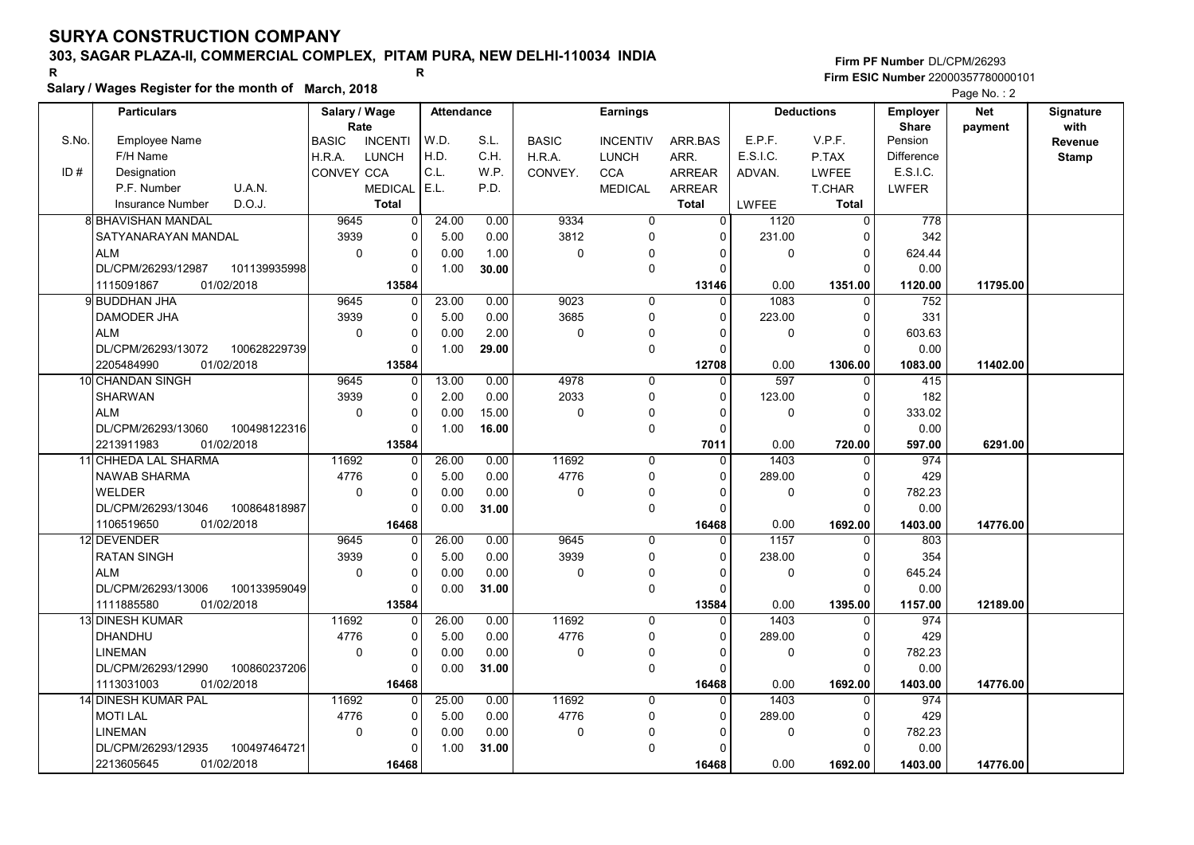# SURYA CONSTRUCTION COMPANY

**303, SAGAR PLAZA-II, COMMERCIAL COMPLEX, PITAM PURA, NEW DELHI-110034 INDIA**

R R

**Salary / Wages Register for the month of March, 2018**

Firm PF Number DL/CPM/26293

Firm ESIC Number 22000357780000101

Page No. : 2

| S.No. / ID # | Particulars: Employee Name / F/H Name / Designation / P.F. Number, U.A.N. / Insurance Number, D.O.J. | Salary / Wage Rate: BASIC / H.R.A. / CONVEY | INCENTI / LUNCH / CCA / MEDICAL / Total | Attendance: W.D. / H.D. / C.L. / E.L. | S.L. / C.H. / W.P. / P.D. | Earnings: BASIC / H.R.A. / CONVEY. | INCENTIV / LUNCH / CCA / MEDICAL | ARR.BAS / ARR. / ARREAR / ARREAR / Total | Deductions: E.P.F. / E.S.I.C. / ADVAN. / LWFEE | V.P.F. / P.TAX / LWFEE / T.CHAR / Total | Employer Share: Pension / Difference / E.S.I.C. / LWFER | Net payment | Signature with Revenue Stamp |
|---|---|---|---|---|---|---|---|---|---|---|---|---|---|
| 8 | BHAVISHAN MANDAL<br>SATYANARAYAN MANDAL<br>ALM<br>DL/CPM/26293/12987 101139935998<br>1115091867 01/02/2018 | 9645<br>3939<br>0 | 0<br>0<br>0<br>0<br>13584 | 24.00<br>5.00<br>0.00<br>1.00 | 0.00<br>0.00<br>1.00<br>30.00 | 9334<br>3812<br>0 | 0<br>0<br>0<br>0 | 0<br>0<br>0<br>0<br>13146 | 1120<br>231.00<br>0<br>0.00 | 0<br>0<br>0<br>0<br>1351.00 | 778<br>342<br>624.44<br>0.00<br>1120.00 | 11795.00 | |
| 9 | BUDDHAN JHA<br>DAMODER JHA<br>ALM<br>DL/CPM/26293/13072 100628229739<br>2205484990 01/02/2018 | 9645<br>3939<br>0 | 0<br>0<br>0<br>0<br>13584 | 23.00<br>5.00<br>0.00<br>1.00 | 0.00<br>0.00<br>2.00<br>29.00 | 9023<br>3685<br>0 | 0<br>0<br>0<br>0 | 0<br>0<br>0<br>0<br>12708 | 1083<br>223.00<br>0<br>0.00 | 0<br>0<br>0<br>0<br>1306.00 | 752<br>331<br>603.63<br>0.00<br>1083.00 | 11402.00 | |
| 10 | CHANDAN SINGH<br>SHARWAN<br>ALM<br>DL/CPM/26293/13060 100498122316<br>2213911983 01/02/2018 | 9645<br>3939<br>0 | 0<br>0<br>0<br>0<br>13584 | 13.00<br>2.00<br>0.00<br>1.00 | 0.00<br>0.00<br>15.00<br>16.00 | 4978<br>2033<br>0 | 0<br>0<br>0<br>0 | 0<br>0<br>0<br>0<br>7011 | 597<br>123.00<br>0<br>0.00 | 0<br>0<br>0<br>0<br>720.00 | 415<br>182<br>333.02<br>0.00<br>597.00 | 6291.00 | |
| 11 | CHHEDA LAL SHARMA<br>NAWAB SHARMA<br>WELDER<br>DL/CPM/26293/13046 100864818987<br>1106519650 01/02/2018 | 11692<br>4776<br>0 | 0<br>0<br>0<br>0<br>16468 | 26.00<br>5.00<br>0.00<br>0.00 | 0.00<br>0.00<br>0.00<br>31.00 | 11692<br>4776<br>0 | 0<br>0<br>0<br>0 | 0<br>0<br>0<br>0<br>16468 | 1403<br>289.00<br>0<br>0.00 | 0<br>0<br>0<br>0<br>1692.00 | 974<br>429<br>782.23<br>0.00<br>1403.00 | 14776.00 | |
| 12 | DEVENDER<br>RATAN SINGH<br>ALM<br>DL/CPM/26293/13006 100133959049<br>1111885580 01/02/2018 | 9645<br>3939<br>0 | 0<br>0<br>0<br>0<br>13584 | 26.00<br>5.00<br>0.00<br>0.00 | 0.00<br>0.00<br>0.00<br>31.00 | 9645<br>3939<br>0 | 0<br>0<br>0<br>0 | 0<br>0<br>0<br>0<br>13584 | 1157<br>238.00<br>0<br>0.00 | 0<br>0<br>0<br>0<br>1395.00 | 803<br>354<br>645.24<br>0.00<br>1157.00 | 12189.00 | |
| 13 | DINESH KUMAR<br>DHANDHU<br>LINEMAN<br>DL/CPM/26293/12990 100860237206<br>1113031003 01/02/2018 | 11692<br>4776<br>0 | 0<br>0<br>0<br>0<br>16468 | 26.00<br>5.00<br>0.00<br>0.00 | 0.00<br>0.00<br>0.00<br>31.00 | 11692<br>4776<br>0 | 0<br>0<br>0<br>0 | 0<br>0<br>0<br>0<br>16468 | 1403<br>289.00<br>0<br>0.00 | 0<br>0<br>0<br>0<br>1692.00 | 974<br>429<br>782.23<br>0.00<br>1403.00 | 14776.00 | |
| 14 | DINESH KUMAR PAL<br>MOTI LAL<br>LINEMAN<br>DL/CPM/26293/12935 100497464721<br>2213605645 01/02/2018 | 11692<br>4776<br>0 | 0<br>0<br>0<br>0<br>16468 | 25.00<br>5.00<br>0.00<br>1.00 | 0.00<br>0.00<br>0.00<br>31.00 | 11692<br>4776<br>0 | 0<br>0<br>0<br>0 | 0<br>0<br>0<br>0<br>16468 | 1403<br>289.00<br>0<br>0.00 | 0<br>0<br>0<br>0<br>1692.00 | 974<br>429<br>782.23<br>0.00<br>1403.00 | 14776.00 | |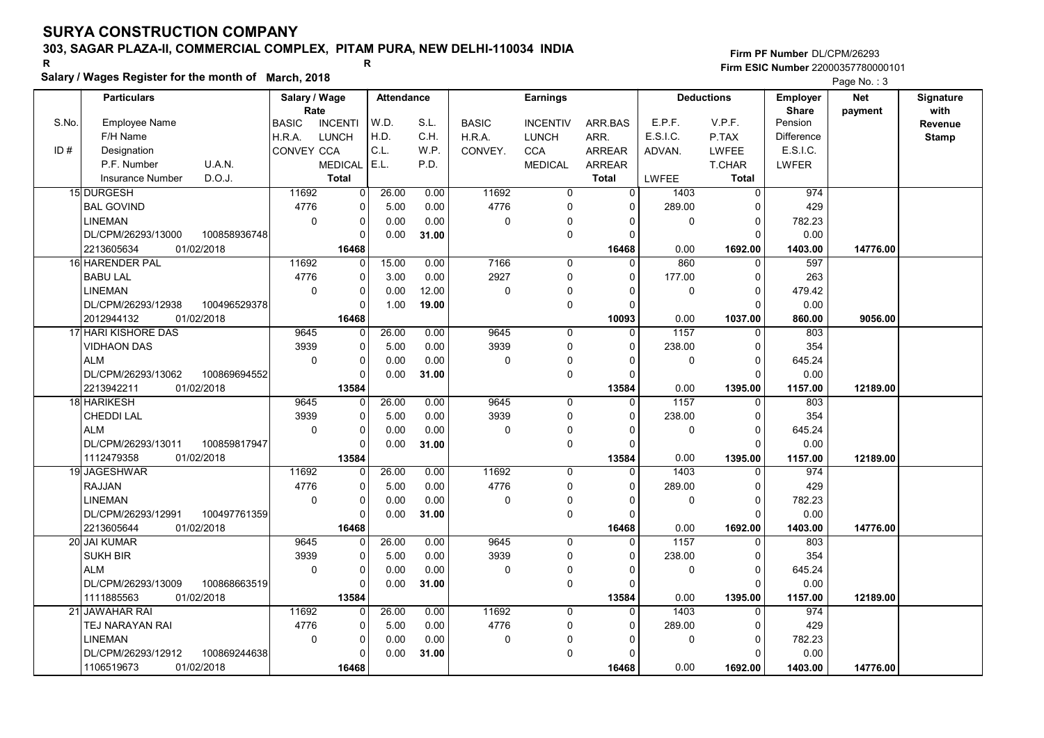# SURYA CONSTRUCTION COMPANY

## 303, SAGAR PLAZA-II, COMMERCIAL COMPLEX, PITAM PURA, NEW DELHI-110034 INDIA

R R

**Salary / Wages Register for the month of March, 2018**

Firm PF Number DL/CPM/26293
Firm ESIC Number 22000357780000101

| S.No. / ID # | Particulars: Employee Name / F/H Name / Designation / P.F. Number, U.A.N. / Insurance Number, D.O.J. | Salary / Wage Rate: BASIC / H.R.A. / CONVEY | INCENTI / LUNCH / CCA / MEDICAL / Total | Attendance: W.D. / H.D. / C.L. / E.L. | S.L. / C.H. / W.P. / P.D. | Earnings: BASIC / H.R.A. / CONVEY. | INCENTIV / LUNCH / CCA / MEDICAL | ARR.BAS / ARR. / ARREAR / ARREAR / Total | Deductions: E.P.F. / E.S.I.C. / ADVAN. / LWFEE | V.P.F. / P.TAX / LWFEE / T.CHAR / Total | Employer Share: Pension / Difference / E.S.I.C. / LWFER | Net payment | Signature with Revenue Stamp |
|---|---|---|---|---|---|---|---|---|---|---|---|---|---|
| 15 | DURGESH<br>BAL GOVIND<br>LINEMAN<br>DL/CPM/26293/13000 100858936748<br>2213605634 01/02/2018 | 11692<br>4776<br>0 | 0<br>0<br>0<br>0<br>16468 | 26.00<br>5.00<br>0.00<br>0.00 | 0.00<br>0.00<br>0.00<br>31.00 | 11692<br>4776<br>0 | 0<br>0<br>0<br>0 | 0<br>0<br>0<br>0<br>16468 | 1403<br>289.00<br>0<br>0.00 | 0<br>0<br>0<br>0<br>1692.00 | 974<br>429<br>782.23<br>0.00<br>1403.00 | 14776.00 | |
| 16 | HARENDER PAL<br>BABU LAL<br>LINEMAN<br>DL/CPM/26293/12938 100496529378<br>2012944132 01/02/2018 | 11692<br>4776<br>0 | 0<br>0<br>0<br>0<br>16468 | 15.00<br>3.00<br>0.00<br>1.00 | 0.00<br>0.00<br>12.00<br>19.00 | 7166<br>2927<br>0 | 0<br>0<br>0<br>0 | 0<br>0<br>0<br>0<br>10093 | 860<br>177.00<br>0<br>0.00 | 0<br>0<br>0<br>0<br>1037.00 | 597<br>263<br>479.42<br>0.00<br>860.00 | 9056.00 | |
| 17 | HARI KISHORE DAS<br>VIDHAON DAS<br>ALM<br>DL/CPM/26293/13062 100869694552<br>2213942211 01/02/2018 | 9645<br>3939<br>0 | 0<br>0<br>0<br>0<br>13584 | 26.00<br>5.00<br>0.00<br>0.00 | 0.00<br>0.00<br>0.00<br>31.00 | 9645<br>3939<br>0 | 0<br>0<br>0<br>0 | 0<br>0<br>0<br>0<br>13584 | 1157<br>238.00<br>0<br>0.00 | 0<br>0<br>0<br>0<br>1395.00 | 803<br>354<br>645.24<br>0.00<br>1157.00 | 12189.00 | |
| 18 | HARIKESH<br>CHEDDI LAL<br>ALM<br>DL/CPM/26293/13011 100859817947<br>1112479358 01/02/2018 | 9645<br>3939<br>0 | 0<br>0<br>0<br>0<br>13584 | 26.00<br>5.00<br>0.00<br>0.00 | 0.00<br>0.00<br>0.00<br>31.00 | 9645<br>3939<br>0 | 0<br>0<br>0<br>0 | 0<br>0<br>0<br>0<br>13584 | 1157<br>238.00<br>0<br>0.00 | 0<br>0<br>0<br>0<br>1395.00 | 803<br>354<br>645.24<br>0.00<br>1157.00 | 12189.00 | |
| 19 | JAGESHWAR<br>RAJJAN<br>LINEMAN<br>DL/CPM/26293/12991 100497761359<br>2213605644 01/02/2018 | 11692<br>4776<br>0 | 0<br>0<br>0<br>0<br>16468 | 26.00<br>5.00<br>0.00<br>0.00 | 0.00<br>0.00<br>0.00<br>31.00 | 11692<br>4776<br>0 | 0<br>0<br>0<br>0 | 0<br>0<br>0<br>0<br>16468 | 1403<br>289.00<br>0<br>0.00 | 0<br>0<br>0<br>0<br>1692.00 | 974<br>429<br>782.23<br>0.00<br>1403.00 | 14776.00 | |
| 20 | JAI KUMAR<br>SUKH BIR<br>ALM<br>DL/CPM/26293/13009 100868663519<br>1111885563 01/02/2018 | 9645<br>3939<br>0 | 0<br>0<br>0<br>0<br>13584 | 26.00<br>5.00<br>0.00<br>0.00 | 0.00<br>0.00<br>0.00<br>31.00 | 9645<br>3939<br>0 | 0<br>0<br>0<br>0 | 0<br>0<br>0<br>0<br>13584 | 1157<br>238.00<br>0<br>0.00 | 0<br>0<br>0<br>0<br>1395.00 | 803<br>354<br>645.24<br>0.00<br>1157.00 | 12189.00 | |
| 21 | JAWAHAR RAI<br>TEJ NARAYAN RAI<br>LINEMAN<br>DL/CPM/26293/12912 100869244638<br>1106519673 01/02/2018 | 11692<br>4776<br>0 | 0<br>0<br>0<br>0<br>16468 | 26.00<br>5.00<br>0.00<br>0.00 | 0.00<br>0.00<br>0.00<br>31.00 | 11692<br>4776<br>0 | 0<br>0<br>0<br>0 | 0<br>0<br>0<br>0<br>16468 | 1403<br>289.00<br>0<br>0.00 | 0<br>0<br>0<br>0<br>1692.00 | 974<br>429<br>782.23<br>0.00<br>1403.00 | 14776.00 | |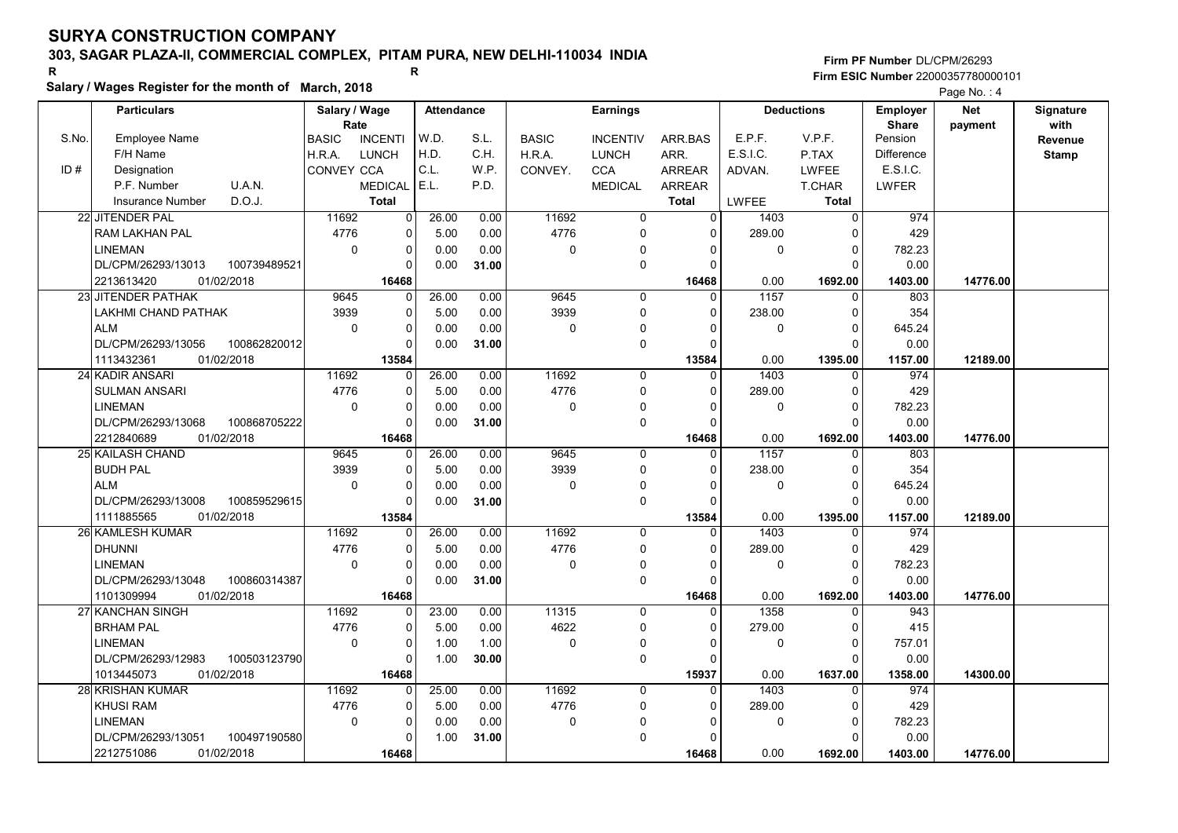# SURYA CONSTRUCTION COMPANY

**303, SAGAR PLAZA-II, COMMERCIAL COMPLEX, PITAM PURA, NEW DELHI-110034 INDIA**

R R

**Salary / Wages Register for the month of March, 2018**

Firm PF Number DL/CPM/26293
Firm ESIC Number 22000357780000101

| S.No. / ID # | Particulars (Employee Name / F/H Name / Designation / P.F. Number / U.A.N. / Insurance Number / D.O.J.) | Salary / Wage Rate (BASIC / H.R.A. / CONVEY) | (INCENTI / LUNCH / CCA / MEDICAL / Total) | Attendance (W.D. / H.D. / C.L. / E.L.) | (S.L. / C.H. / W.P. / P.D.) | Earnings (BASIC / H.R.A. / CONVEY.) | (INCENTIV / LUNCH / CCA / MEDICAL) | (ARR.BAS / ARR. / ARREAR / ARREAR / Total) | Deductions (E.P.F. / E.S.I.C. / ADVAN. / LWFEE) | (V.P.F. / P.TAX / LWFEE / T.CHAR / Total) | Employer Share (Pension / Difference / E.S.I.C. / LWFER) | Net payment | Signature with Revenue Stamp |
|---|---|---|---|---|---|---|---|---|---|---|---|---|---|
| 22 | JITENDER PAL<br>RAM LAKHAN PAL<br>LINEMAN<br>DL/CPM/26293/13013 100739489521<br>2213613420 01/02/2018 | 11692<br>4776<br>0 | 0<br>0<br>0<br>0<br>16468 | 26.00<br>5.00<br>0.00<br>0.00 | 0.00<br>0.00<br>0.00<br>31.00 | 11692<br>4776<br>0 | 0<br>0<br>0<br>0 | 0<br>0<br>0<br>0<br>16468 | 1403<br>289.00<br>0<br>0.00 | 0<br>0<br>0<br>0<br>1692.00 | 974<br>429<br>782.23<br>0.00<br>1403.00 | 14776.00 | |
| 23 | JITENDER PATHAK<br>LAKHMI CHAND PATHAK<br>ALM<br>DL/CPM/26293/13056 100862820012<br>1113432361 01/02/2018 | 9645<br>3939<br>0 | 0<br>0<br>0<br>0<br>13584 | 26.00<br>5.00<br>0.00<br>0.00 | 0.00<br>0.00<br>0.00<br>31.00 | 9645<br>3939<br>0 | 0<br>0<br>0<br>0 | 0<br>0<br>0<br>0<br>13584 | 1157<br>238.00<br>0<br>0.00 | 0<br>0<br>0<br>0<br>1395.00 | 803<br>354<br>645.24<br>0.00<br>1157.00 | 12189.00 | |
| 24 | KADIR ANSARI<br>SULMAN ANSARI<br>LINEMAN<br>DL/CPM/26293/13068 100868705222<br>2212840689 01/02/2018 | 11692<br>4776<br>0 | 0<br>0<br>0<br>0<br>16468 | 26.00<br>5.00<br>0.00<br>0.00 | 0.00<br>0.00<br>0.00<br>31.00 | 11692<br>4776<br>0 | 0<br>0<br>0<br>0 | 0<br>0<br>0<br>0<br>16468 | 1403<br>289.00<br>0<br>0.00 | 0<br>0<br>0<br>0<br>1692.00 | 974<br>429<br>782.23<br>0.00<br>1403.00 | 14776.00 | |
| 25 | KAILASH CHAND<br>BUDH PAL<br>ALM<br>DL/CPM/26293/13008 100859529615<br>1111885565 01/02/2018 | 9645<br>3939<br>0 | 0<br>0<br>0<br>0<br>13584 | 26.00<br>5.00<br>0.00<br>0.00 | 0.00<br>0.00<br>0.00<br>31.00 | 9645<br>3939<br>0 | 0<br>0<br>0<br>0 | 0<br>0<br>0<br>0<br>13584 | 1157<br>238.00<br>0<br>0.00 | 0<br>0<br>0<br>0<br>1395.00 | 803<br>354<br>645.24<br>0.00<br>1157.00 | 12189.00 | |
| 26 | KAMLESH KUMAR<br>DHUNNI<br>LINEMAN<br>DL/CPM/26293/13048 100860314387<br>1101309994 01/02/2018 | 11692<br>4776<br>0 | 0<br>0<br>0<br>0<br>16468 | 26.00<br>5.00<br>0.00<br>0.00 | 0.00<br>0.00<br>0.00<br>31.00 | 11692<br>4776<br>0 | 0<br>0<br>0<br>0 | 0<br>0<br>0<br>0<br>16468 | 1403<br>289.00<br>0<br>0.00 | 0<br>0<br>0<br>0<br>1692.00 | 974<br>429<br>782.23<br>0.00<br>1403.00 | 14776.00 | |
| 27 | KANCHAN SINGH<br>BRHAM PAL<br>LINEMAN<br>DL/CPM/26293/12983 100503123790<br>1013445073 01/02/2018 | 11692<br>4776<br>0 | 0<br>0<br>0<br>0<br>16468 | 23.00<br>5.00<br>1.00<br>1.00 | 0.00<br>0.00<br>1.00<br>30.00 | 11315<br>4622<br>0 | 0<br>0<br>0<br>0 | 0<br>0<br>0<br>0<br>15937 | 1358<br>279.00<br>0<br>0.00 | 0<br>0<br>0<br>0<br>1637.00 | 943<br>415<br>757.01<br>0.00<br>1358.00 | 14300.00 | |
| 28 | KRISHAN KUMAR<br>KHUSI RAM<br>LINEMAN<br>DL/CPM/26293/13051 100497190580<br>2212751086 01/02/2018 | 11692<br>4776<br>0 | 0<br>0<br>0<br>0<br>16468 | 25.00<br>5.00<br>0.00<br>1.00 | 0.00<br>0.00<br>0.00<br>31.00 | 11692<br>4776<br>0 | 0<br>0<br>0<br>0 | 0<br>0<br>0<br>0<br>16468 | 1403<br>289.00<br>0<br>0.00 | 0<br>0<br>0<br>0<br>1692.00 | 974<br>429<br>782.23<br>0.00<br>1403.00 | 14776.00 | |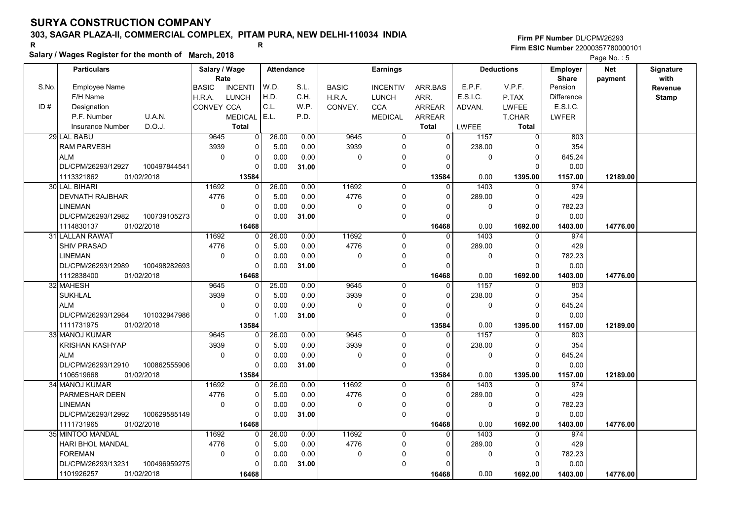# SURYA CONSTRUCTION COMPANY

## 303, SAGAR PLAZA-II, COMMERCIAL COMPLEX, PITAM PURA, NEW DELHI-110034 INDIA

R R

**Salary / Wages Register for the month of March, 2018**

Firm PF Number DL/CPM/26293
Firm ESIC Number 22000357780000101

| S.No. / ID # | Employee Name / F/H Name / Designation / P.F. Number / U.A.N. / Insurance Number / D.O.J. | Salary / Wage Rate: BASIC / H.R.A. / CONVEY | Rate: INCENTI / LUNCH / CCA / MEDICAL / Total | Attendance: W.D. / H.D. / C.L. / E.L. | S.L. / C.H. / W.P. / P.D. | Earnings: BASIC / H.R.A. / CONVEY. | INCENTIV / LUNCH / CCA / MEDICAL | ARR.BAS / ARR. / ARREAR / ARREAR / Total | Deductions: E.P.F. / E.S.I.C. / ADVAN. / LWFEE | V.P.F. / P.TAX / LWFEE / T.CHAR / Total | Employer Share: Pension / Difference / E.S.I.C. / LWFER | Net payment | Signature with Revenue Stamp |
|---|---|---|---|---|---|---|---|---|---|---|---|---|---|
| 29 | LAL BABU | 9645 | 0 | 26.00 | 0.00 | 9645 | 0 | 0 | 1157 | 0 | 803 | | |
| | RAM PARVESH | 3939 | 0 | 5.00 | 0.00 | 3939 | 0 | 0 | 238.00 | 0 | 354 | | |
| | ALM | 0 | 0 | 0.00 | 0.00 | 0 | 0 | 0 | 0 | 0 | 645.24 | | |
| | DL/CPM/26293/12927 100497844541 | | 0 | 0.00 | 31.00 | | 0 | 0 | | 0 | 0.00 | | |
| | 1113321862 01/02/2018 | | 13584 | | | | | 13584 | 0.00 | 1395.00 | 1157.00 | 12189.00 | |
| 30 | LAL BIHARI | 11692 | 0 | 26.00 | 0.00 | 11692 | 0 | 0 | 1403 | 0 | 974 | | |
| | DEVNATH RAJBHAR | 4776 | 0 | 5.00 | 0.00 | 4776 | 0 | 0 | 289.00 | 0 | 429 | | |
| | LINEMAN | 0 | 0 | 0.00 | 0.00 | 0 | 0 | 0 | 0 | 0 | 782.23 | | |
| | DL/CPM/26293/12982 100739105273 | | 0 | 0.00 | 31.00 | | 0 | 0 | | 0 | 0.00 | | |
| | 1114830137 01/02/2018 | | 16468 | | | | | 16468 | 0.00 | 1692.00 | 1403.00 | 14776.00 | |
| 31 | LALLAN RAWAT | 11692 | 0 | 26.00 | 0.00 | 11692 | 0 | 0 | 1403 | 0 | 974 | | |
| | SHIV PRASAD | 4776 | 0 | 5.00 | 0.00 | 4776 | 0 | 0 | 289.00 | 0 | 429 | | |
| | LINEMAN | 0 | 0 | 0.00 | 0.00 | 0 | 0 | 0 | 0 | 0 | 782.23 | | |
| | DL/CPM/26293/12989 100498282693 | | 0 | 0.00 | 31.00 | | 0 | 0 | | 0 | 0.00 | | |
| | 1112838400 01/02/2018 | | 16468 | | | | | 16468 | 0.00 | 1692.00 | 1403.00 | 14776.00 | |
| 32 | MAHESH | 9645 | 0 | 25.00 | 0.00 | 9645 | 0 | 0 | 1157 | 0 | 803 | | |
| | SUKHLAL | 3939 | 0 | 5.00 | 0.00 | 3939 | 0 | 0 | 238.00 | 0 | 354 | | |
| | ALM | 0 | 0 | 0.00 | 0.00 | 0 | 0 | 0 | 0 | 0 | 645.24 | | |
| | DL/CPM/26293/12984 101032947986 | | 0 | 1.00 | 31.00 | | 0 | 0 | | 0 | 0.00 | | |
| | 1111731975 01/02/2018 | | 13584 | | | | | 13584 | 0.00 | 1395.00 | 1157.00 | 12189.00 | |
| 33 | MANOJ KUMAR | 9645 | 0 | 26.00 | 0.00 | 9645 | 0 | 0 | 1157 | 0 | 803 | | |
| | KRISHAN KASHYAP | 3939 | 0 | 5.00 | 0.00 | 3939 | 0 | 0 | 238.00 | 0 | 354 | | |
| | ALM | 0 | 0 | 0.00 | 0.00 | 0 | 0 | 0 | 0 | 0 | 645.24 | | |
| | DL/CPM/26293/12910 100862555906 | | 0 | 0.00 | 31.00 | | 0 | 0 | | 0 | 0.00 | | |
| | 1106519668 01/02/2018 | | 13584 | | | | | 13584 | 0.00 | 1395.00 | 1157.00 | 12189.00 | |
| 34 | MANOJ KUMAR | 11692 | 0 | 26.00 | 0.00 | 11692 | 0 | 0 | 1403 | 0 | 974 | | |
| | PARMESHAR DEEN | 4776 | 0 | 5.00 | 0.00 | 4776 | 0 | 0 | 289.00 | 0 | 429 | | |
| | LINEMAN | 0 | 0 | 0.00 | 0.00 | 0 | 0 | 0 | 0 | 0 | 782.23 | | |
| | DL/CPM/26293/12992 100629585149 | | 0 | 0.00 | 31.00 | | 0 | 0 | | 0 | 0.00 | | |
| | 1111731965 01/02/2018 | | 16468 | | | | | 16468 | 0.00 | 1692.00 | 1403.00 | 14776.00 | |
| 35 | MINTOO MANDAL | 11692 | 0 | 26.00 | 0.00 | 11692 | 0 | 0 | 1403 | 0 | 974 | | |
| | HARI BHOL MANDAL | 4776 | 0 | 5.00 | 0.00 | 4776 | 0 | 0 | 289.00 | 0 | 429 | | |
| | FOREMAN | 0 | 0 | 0.00 | 0.00 | 0 | 0 | 0 | 0 | 0 | 782.23 | | |
| | DL/CPM/26293/13231 100496959275 | | 0 | 0.00 | 31.00 | | 0 | 0 | | 0 | 0.00 | | |
| | 1101926257 01/02/2018 | | 16468 | | | | | 16468 | 0.00 | 1692.00 | 1403.00 | 14776.00 | |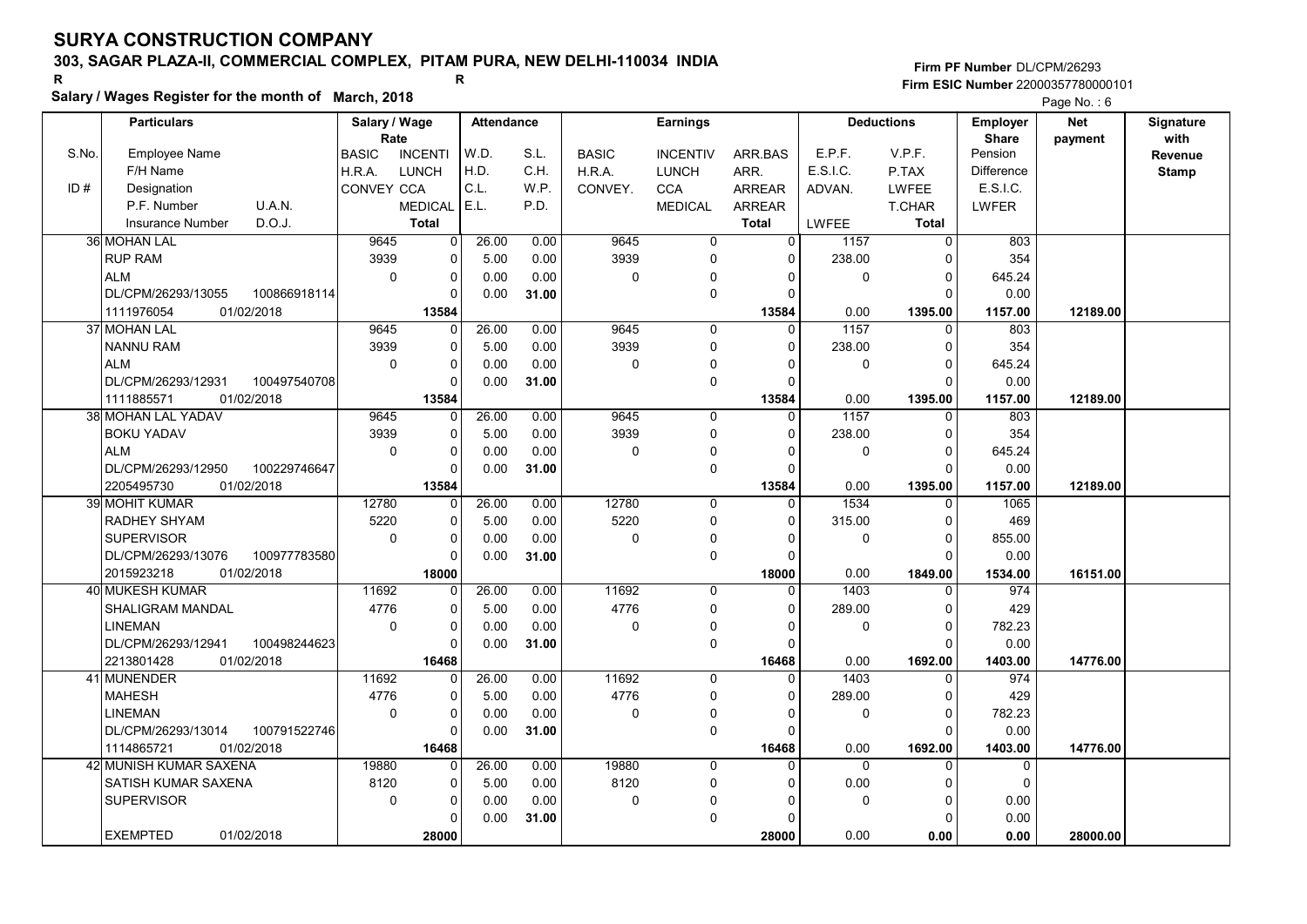# SURYA CONSTRUCTION COMPANY

**303, SAGAR PLAZA-II, COMMERCIAL COMPLEX, PITAM PURA, NEW DELHI-110034 INDIA**

R R

**Salary / Wages Register for the month of March, 2018**

Firm PF Number DL/CPM/26293
Firm ESIC Number 22000357780000101

Page No. : 6

| S.No. / ID # | Particulars: Employee Name / F/H Name / Designation / P.F. Number, U.A.N. / Insurance Number, D.O.J. | Salary / Wage Rate: BASIC / H.R.A. / CONVEY | INCENTI / LUNCH / CCA / MEDICAL / Total | Attendance: W.D. / H.D. / C.L. / E.L. | S.L. / C.H. / W.P. / P.D. | Earnings: BASIC / H.R.A. / CONVEY. | INCENTIV / LUNCH / CCA / MEDICAL | ARR.BAS / ARR. / ARREAR / ARREAR / Total | Deductions: E.P.F. / E.S.I.C. / ADVAN. / LWFEE | V.P.F. / P.TAX / LWFEE / T.CHAR / Total | Employer Share: Pension / Difference / E.S.I.C. / LWFER | Net payment | Signature with Revenue Stamp |
|---|---|---|---|---|---|---|---|---|---|---|---|---|---|
| 36 | MOHAN LAL<br>RUP RAM<br>ALM<br>DL/CPM/26293/13055 100866918114<br>1111976054 01/02/2018 | 9645<br>3939<br>0 | 0<br>0<br>0<br>0<br>13584 | 26.00<br>5.00<br>0.00<br>0.00 | 0.00<br>0.00<br>0.00<br>31.00 | 9645<br>3939<br>0 | 0<br>0<br>0<br>0 | 0<br>0<br>0<br>0<br>13584 | 1157<br>238.00<br>0<br><br>0.00 | 0<br>0<br>0<br>0<br>1395.00 | 803<br>354<br>645.24<br>0.00<br>1157.00 | 12189.00 | |
| 37 | MOHAN LAL<br>NANNU RAM<br>ALM<br>DL/CPM/26293/12931 100497540708<br>1111885571 01/02/2018 | 9645<br>3939<br>0 | 0<br>0<br>0<br>0<br>13584 | 26.00<br>5.00<br>0.00<br>0.00 | 0.00<br>0.00<br>0.00<br>31.00 | 9645<br>3939<br>0 | 0<br>0<br>0<br>0 | 0<br>0<br>0<br>0<br>13584 | 1157<br>238.00<br>0<br><br>0.00 | 0<br>0<br>0<br>0<br>1395.00 | 803<br>354<br>645.24<br>0.00<br>1157.00 | 12189.00 | |
| 38 | MOHAN LAL YADAV<br>BOKU YADAV<br>ALM<br>DL/CPM/26293/12950 100229746647<br>2205495730 01/02/2018 | 9645<br>3939<br>0 | 0<br>0<br>0<br>0<br>13584 | 26.00<br>5.00<br>0.00<br>0.00 | 0.00<br>0.00<br>0.00<br>31.00 | 9645<br>3939<br>0 | 0<br>0<br>0<br>0 | 0<br>0<br>0<br>0<br>13584 | 1157<br>238.00<br>0<br><br>0.00 | 0<br>0<br>0<br>0<br>1395.00 | 803<br>354<br>645.24<br>0.00<br>1157.00 | 12189.00 | |
| 39 | MOHIT KUMAR<br>RADHEY SHYAM<br>SUPERVISOR<br>DL/CPM/26293/13076 100977783580<br>2015923218 01/02/2018 | 12780<br>5220<br>0 | 0<br>0<br>0<br>0<br>18000 | 26.00<br>5.00<br>0.00<br>0.00 | 0.00<br>0.00<br>0.00<br>31.00 | 12780<br>5220<br>0 | 0<br>0<br>0<br>0 | 0<br>0<br>0<br>0<br>18000 | 1534<br>315.00<br>0<br><br>0.00 | 0<br>0<br>0<br>0<br>1849.00 | 1065<br>469<br>855.00<br>0.00<br>1534.00 | 16151.00 | |
| 40 | MUKESH KUMAR<br>SHALIGRAM MANDAL<br>LINEMAN<br>DL/CPM/26293/12941 100498244623<br>2213801428 01/02/2018 | 11692<br>4776<br>0 | 0<br>0<br>0<br>0<br>16468 | 26.00<br>5.00<br>0.00<br>0.00 | 0.00<br>0.00<br>0.00<br>31.00 | 11692<br>4776<br>0 | 0<br>0<br>0<br>0 | 0<br>0<br>0<br>0<br>16468 | 1403<br>289.00<br>0<br><br>0.00 | 0<br>0<br>0<br>0<br>1692.00 | 974<br>429<br>782.23<br>0.00<br>1403.00 | 14776.00 | |
| 41 | MUNENDER<br>MAHESH<br>LINEMAN<br>DL/CPM/26293/13014 100791522746<br>1114865721 01/02/2018 | 11692<br>4776<br>0 | 0<br>0<br>0<br>0<br>16468 | 26.00<br>5.00<br>0.00<br>0.00 | 0.00<br>0.00<br>0.00<br>31.00 | 11692<br>4776<br>0 | 0<br>0<br>0<br>0 | 0<br>0<br>0<br>0<br>16468 | 1403<br>289.00<br>0<br><br>0.00 | 0<br>0<br>0<br>0<br>1692.00 | 974<br>429<br>782.23<br>0.00<br>1403.00 | 14776.00 | |
| 42 | MUNISH KUMAR SAXENA<br>SATISH KUMAR SAXENA<br>SUPERVISOR<br><br>EXEMPTED 01/02/2018 | 19880<br>8120<br>0 | 0<br>0<br>0<br>0<br>28000 | 26.00<br>5.00<br>0.00<br>0.00 | 0.00<br>0.00<br>0.00<br>31.00 | 19880<br>8120<br>0 | 0<br>0<br>0<br>0 | 0<br>0<br>0<br>0<br>28000 | 0<br>0.00<br>0<br><br>0.00 | 0<br>0<br>0<br>0<br>0.00 | 0<br>0<br>0.00<br>0.00<br>0.00 | 28000.00 | |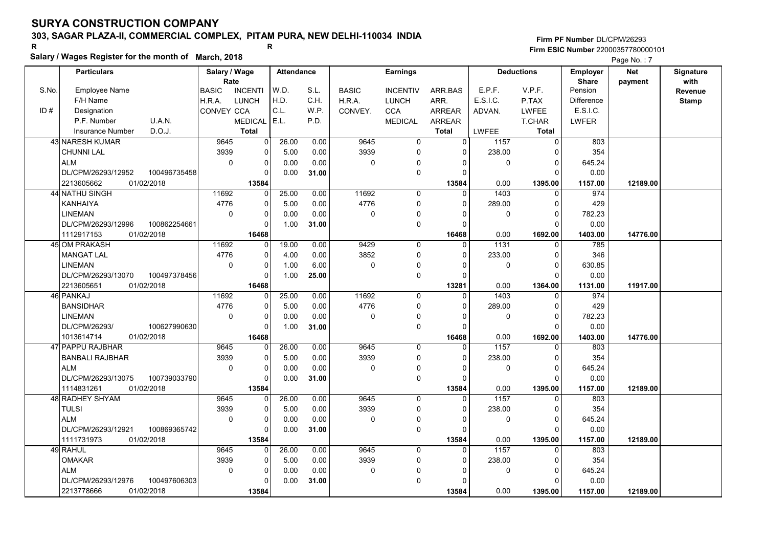# SURYA CONSTRUCTION COMPANY

## 303, SAGAR PLAZA-II, COMMERCIAL COMPLEX, PITAM PURA, NEW DELHI-110034 INDIA

R R

**Salary / Wages Register for the month of March, 2018**

Firm PF Number DL/CPM/26293
Firm ESIC Number 22000357780000101

| S.No. | Particulars | Salary / Wage Rate | | Attendance | | Earnings | | | Deductions | | Employer Share | Net payment | Signature with Revenue Stamp |
|---|---|---|---|---|---|---|---|---|---|---|---|---|---|
| S.No. / ID # | Employee Name / F/H Name / Designation / P.F. Number U.A.N. / Insurance Number D.O.J. | BASIC / H.R.A. / CONVEY | INCENTI / LUNCH / CCA / MEDICAL / Total | W.D. / H.D. / C.L. / E.L. | S.L. / C.H. / W.P. / P.D. | BASIC / H.R.A. / CONVEY. | INCENTIV / LUNCH / CCA / MEDICAL | ARR.BAS / ARR. / ARREAR / ARREAR / Total | E.P.F. / E.S.I.C. / ADVAN. / LWFEE | V.P.F. / P.TAX / LWFEE / T.CHAR / Total | Pension / Difference / E.S.I.C. / LWFER | | |
| 43 | NARESH KUMAR | 9645 | 0 | 26.00 | 0.00 | 9645 | 0 | 0 | 1157 | 0 | 803 | | |
| | CHUNNI LAL | 3939 | 0 | 5.00 | 0.00 | 3939 | 0 | 0 | 238.00 | 0 | 354 | | |
| | ALM | 0 | 0 | 0.00 | 0.00 | 0 | 0 | 0 | 0 | 0 | 645.24 | | |
| | DL/CPM/26293/12952 100496735458 | | 0 | 0.00 | 31.00 | | 0 | 0 | | 0 | 0.00 | | |
| | 2213605662 01/02/2018 | | 13584 | | | | | 13584 | 0.00 | 1395.00 | 1157.00 | 12189.00 | |
| 44 | NATHU SINGH | 11692 | 0 | 25.00 | 0.00 | 11692 | 0 | 0 | 1403 | 0 | 974 | | |
| | KANHAIYA | 4776 | 0 | 5.00 | 0.00 | 4776 | 0 | 0 | 289.00 | 0 | 429 | | |
| | LINEMAN | 0 | 0 | 0.00 | 0.00 | 0 | 0 | 0 | 0 | 0 | 782.23 | | |
| | DL/CPM/26293/12996 100862254661 | | 0 | 1.00 | 31.00 | | 0 | 0 | | 0 | 0.00 | | |
| | 1112917153 01/02/2018 | | 16468 | | | | | 16468 | 0.00 | 1692.00 | 1403.00 | 14776.00 | |
| 45 | OM PRAKASH | 11692 | 0 | 19.00 | 0.00 | 9429 | 0 | 0 | 1131 | 0 | 785 | | |
| | MANGAT LAL | 4776 | 0 | 4.00 | 0.00 | 3852 | 0 | 0 | 233.00 | 0 | 346 | | |
| | LINEMAN | 0 | 0 | 1.00 | 6.00 | 0 | 0 | 0 | 0 | 0 | 630.85 | | |
| | DL/CPM/26293/13070 100497378456 | | 0 | 1.00 | 25.00 | | 0 | 0 | | 0 | 0.00 | | |
| | 2213605651 01/02/2018 | | 16468 | | | | | 13281 | 0.00 | 1364.00 | 1131.00 | 11917.00 | |
| 46 | PANKAJ | 11692 | 0 | 25.00 | 0.00 | 11692 | 0 | 0 | 1403 | 0 | 974 | | |
| | BANSIDHAR | 4776 | 0 | 5.00 | 0.00 | 4776 | 0 | 0 | 289.00 | 0 | 429 | | |
| | LINEMAN | 0 | 0 | 0.00 | 0.00 | 0 | 0 | 0 | 0 | 0 | 782.23 | | |
| | DL/CPM/26293/ 100627990630 | | 0 | 1.00 | 31.00 | | 0 | 0 | | 0 | 0.00 | | |
| | 1013614714 01/02/2018 | | 16468 | | | | | 16468 | 0.00 | 1692.00 | 1403.00 | 14776.00 | |
| 47 | PAPPU RAJBHAR | 9645 | 0 | 26.00 | 0.00 | 9645 | 0 | 0 | 1157 | 0 | 803 | | |
| | BANBALI RAJBHAR | 3939 | 0 | 5.00 | 0.00 | 3939 | 0 | 0 | 238.00 | 0 | 354 | | |
| | ALM | 0 | 0 | 0.00 | 0.00 | 0 | 0 | 0 | 0 | 0 | 645.24 | | |
| | DL/CPM/26293/13075 100739033790 | | 0 | 0.00 | 31.00 | | 0 | 0 | | 0 | 0.00 | | |
| | 1114831261 01/02/2018 | | 13584 | | | | | 13584 | 0.00 | 1395.00 | 1157.00 | 12189.00 | |
| 48 | RADHEY SHYAM | 9645 | 0 | 26.00 | 0.00 | 9645 | 0 | 0 | 1157 | 0 | 803 | | |
| | TULSI | 3939 | 0 | 5.00 | 0.00 | 3939 | 0 | 0 | 238.00 | 0 | 354 | | |
| | ALM | 0 | 0 | 0.00 | 0.00 | 0 | 0 | 0 | 0 | 0 | 645.24 | | |
| | DL/CPM/26293/12921 100869365742 | | 0 | 0.00 | 31.00 | | 0 | 0 | | 0 | 0.00 | | |
| | 1111731973 01/02/2018 | | 13584 | | | | | 13584 | 0.00 | 1395.00 | 1157.00 | 12189.00 | |
| 49 | RAHUL | 9645 | 0 | 26.00 | 0.00 | 9645 | 0 | 0 | 1157 | 0 | 803 | | |
| | OMAKAR | 3939 | 0 | 5.00 | 0.00 | 3939 | 0 | 0 | 238.00 | 0 | 354 | | |
| | ALM | 0 | 0 | 0.00 | 0.00 | 0 | 0 | 0 | 0 | 0 | 645.24 | | |
| | DL/CPM/26293/12976 100497606303 | | 0 | 0.00 | 31.00 | | 0 | 0 | | 0 | 0.00 | | |
| | 2213778666 01/02/2018 | | 13584 | | | | | 13584 | 0.00 | 1395.00 | 1157.00 | 12189.00 | |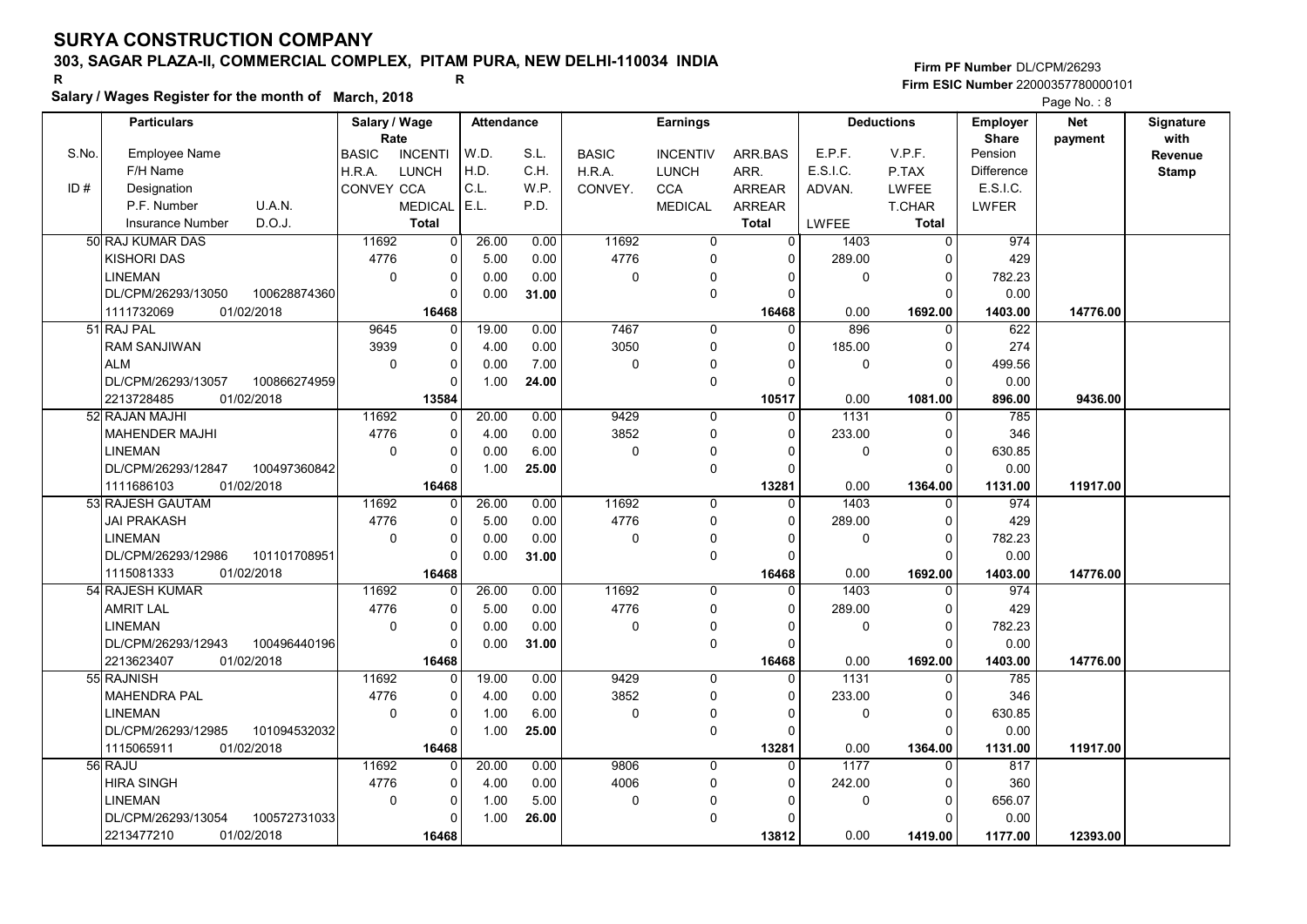# SURYA CONSTRUCTION COMPANY

**303, SAGAR PLAZA-II, COMMERCIAL COMPLEX, PITAM PURA, NEW DELHI-110034 INDIA**

**Firm PF Number** DL/CPM/26293

**Firm ESIC Number** 22000357780000101

**Salary / Wages Register for the month of March, 2018**

| S.No. | Employee Name / F/H Name / Designation / P.F. Number / U.A.N. / Insurance Number / D.O.J. | Salary / Wage Rate: BASIC / H.R.A. / CONVEY | INCENTI / LUNCH / CCA / MEDICAL / Total | Attendance: W.D. / H.D. / C.L. / E.L. | S.L. / C.H. / W.P. / P.D. | Earnings: BASIC / H.R.A. / CONVEY. | INCENTIV / LUNCH / CCA / MEDICAL | ARR.BAS / ARR. / ARREAR / ARREAR / Total | Deductions: E.P.F. / E.S.I.C. / ADVAN. / LWFEE | V.P.F. / P.TAX / LWFEE / T.CHAR / Total | Employer Share: Pension / Difference / E.S.I.C. / LWFER | Net payment | Signature with Revenue Stamp |
|---|---|---|---|---|---|---|---|---|---|---|---|---|---|
| 50 | RAJ KUMAR DAS<br>KISHORI DAS<br>LINEMAN<br>DL/CPM/26293/13050 100628874360<br>1111732069 01/02/2018 | 11692<br>4776<br>0 | 0<br>0<br>0<br>0<br>16468 | 26.00<br>5.00<br>0.00<br>0.00 | 0.00<br>0.00<br>0.00<br>31.00 | 11692<br>4776<br>0 | 0<br>0<br>0<br>0 | 0<br>0<br>0<br>0<br>16468 | 1403<br>289.00<br>0<br>0.00 | 0<br>0<br>0<br>0<br>1692.00 | 974<br>429<br>782.23<br>0.00<br>1403.00 | 14776.00 | |
| 51 | RAJ PAL<br>RAM SANJIWAN<br>ALM<br>DL/CPM/26293/13057 100866274959<br>2213728485 01/02/2018 | 9645<br>3939<br>0 | 0<br>0<br>0<br>0<br>13584 | 19.00<br>4.00<br>0.00<br>1.00 | 0.00<br>0.00<br>7.00<br>24.00 | 7467<br>3050<br>0 | 0<br>0<br>0<br>0 | 0<br>0<br>0<br>0<br>10517 | 896<br>185.00<br>0<br>0.00 | 0<br>0<br>0<br>0<br>1081.00 | 622<br>274<br>499.56<br>0.00<br>896.00 | 9436.00 | |
| 52 | RAJAN MAJHI<br>MAHENDER MAJHI<br>LINEMAN<br>DL/CPM/26293/12847 100497360842<br>1111686103 01/02/2018 | 11692<br>4776<br>0 | 0<br>0<br>0<br>0<br>16468 | 20.00<br>4.00<br>0.00<br>1.00 | 0.00<br>0.00<br>6.00<br>25.00 | 9429<br>3852<br>0 | 0<br>0<br>0<br>0 | 0<br>0<br>0<br>0<br>13281 | 1131<br>233.00<br>0<br>0.00 | 0<br>0<br>0<br>0<br>1364.00 | 785<br>346<br>630.85<br>0.00<br>1131.00 | 11917.00 | |
| 53 | RAJESH GAUTAM<br>JAI PRAKASH<br>LINEMAN<br>DL/CPM/26293/12986 101101708951<br>1115081333 01/02/2018 | 11692<br>4776<br>0 | 0<br>0<br>0<br>0<br>16468 | 26.00<br>5.00<br>0.00<br>0.00 | 0.00<br>0.00<br>0.00<br>31.00 | 11692<br>4776<br>0 | 0<br>0<br>0<br>0 | 0<br>0<br>0<br>0<br>16468 | 1403<br>289.00<br>0<br>0.00 | 0<br>0<br>0<br>0<br>1692.00 | 974<br>429<br>782.23<br>0.00<br>1403.00 | 14776.00 | |
| 54 | RAJESH KUMAR<br>AMRIT LAL<br>LINEMAN<br>DL/CPM/26293/12943 100496440196<br>2213623407 01/02/2018 | 11692<br>4776<br>0 | 0<br>0<br>0<br>0<br>16468 | 26.00<br>5.00<br>0.00<br>0.00 | 0.00<br>0.00<br>0.00<br>31.00 | 11692<br>4776<br>0 | 0<br>0<br>0<br>0 | 0<br>0<br>0<br>0<br>16468 | 1403<br>289.00<br>0<br>0.00 | 0<br>0<br>0<br>0<br>1692.00 | 974<br>429<br>782.23<br>0.00<br>1403.00 | 14776.00 | |
| 55 | RAJNISH<br>MAHENDRA PAL<br>LINEMAN<br>DL/CPM/26293/12985 101094532032<br>1115065911 01/02/2018 | 11692<br>4776<br>0 | 0<br>0<br>0<br>0<br>16468 | 19.00<br>4.00<br>1.00<br>1.00 | 0.00<br>0.00<br>6.00<br>25.00 | 9429<br>3852<br>0 | 0<br>0<br>0<br>0 | 0<br>0<br>0<br>0<br>13281 | 1131<br>233.00<br>0<br>0.00 | 0<br>0<br>0<br>0<br>1364.00 | 785<br>346<br>630.85<br>0.00<br>1131.00 | 11917.00 | |
| 56 | RAJU<br>HIRA SINGH<br>LINEMAN<br>DL/CPM/26293/13054 100572731033<br>2213477210 01/02/2018 | 11692<br>4776<br>0 | 0<br>0<br>0<br>0<br>16468 | 20.00<br>4.00<br>1.00<br>1.00 | 0.00<br>0.00<br>5.00<br>26.00 | 9806<br>4006<br>0 | 0<br>0<br>0<br>0 | 0<br>0<br>0<br>0<br>13812 | 1177<br>242.00<br>0<br>0.00 | 0<br>0<br>0<br>0<br>1419.00 | 817<br>360<br>656.07<br>0.00<br>1177.00 | 12393.00 | |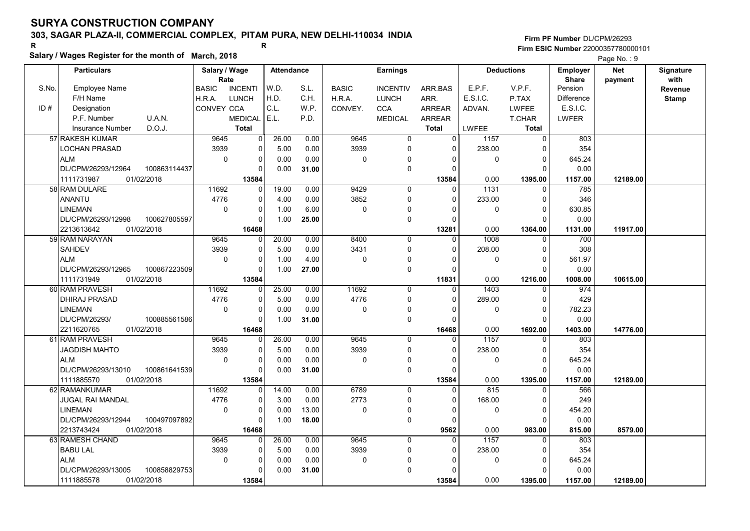# SURYA CONSTRUCTION COMPANY

**303, SAGAR PLAZA-II, COMMERCIAL COMPLEX, PITAM PURA, NEW DELHI-110034 INDIA**

R R

**Salary / Wages Register for the month of March, 2018**

**Firm PF Number** DL/CPM/26293
**Firm ESIC Number** 22000357780000101

| S.No. / ID # | Employee Name / F/H Name / Designation / P.F. Number / U.A.N. / Insurance Number / D.O.J. | Salary / Wage Rate: BASIC / H.R.A. / CONVEY | INCENTI / LUNCH / CCA / MEDICAL / Total | Attendance: W.D. / H.D. / C.L. / E.L. | S.L. / C.H. / W.P. / P.D. | Earnings: BASIC / H.R.A. / CONVEY. | INCENTIV / LUNCH / CCA / MEDICAL | ARR.BAS / ARR. / ARREAR / ARREAR / Total | Deductions: E.P.F. / E.S.I.C. / ADVAN. / LWFEE | V.P.F. / P.TAX / LWFEE / T.CHAR / Total | Employer Share: Pension / Difference / E.S.I.C. / LWFER | Net payment | Signature with Revenue Stamp |
|---|---|---|---|---|---|---|---|---|---|---|---|---|---|
| 57 | RAKESH KUMAR / LOCHAN PRASAD / ALM / DL/CPM/26293/12964 / 100863114437 / 1111731987 / 01/02/2018 | 9645 / 3939 / 0 | 0 / 0 / 0 / 0 / 13584 | 26.00 / 5.00 / 0.00 / 0.00 | 0.00 / 0.00 / 0.00 / 31.00 | 9645 / 3939 / 0 | 0 / 0 / 0 / 0 | 0 / 0 / 0 / 0 / 13584 | 1157 / 238.00 / 0 / 0.00 | 0 / 0 / 0 / 0 / 1395.00 | 803 / 354 / 645.24 / 0.00 / 1157.00 | 12189.00 | |
| 58 | RAM DULARE / ANANTU / LINEMAN / DL/CPM/26293/12998 / 100627805597 / 2213613642 / 01/02/2018 | 11692 / 4776 / 0 | 0 / 0 / 0 / 0 / 16468 | 19.00 / 4.00 / 1.00 / 1.00 | 0.00 / 0.00 / 6.00 / 25.00 | 9429 / 3852 / 0 | 0 / 0 / 0 / 0 | 0 / 0 / 0 / 0 / 13281 | 1131 / 233.00 / 0 / 0.00 | 0 / 0 / 0 / 0 / 1364.00 | 785 / 346 / 630.85 / 0.00 / 1131.00 | 11917.00 | |
| 59 | RAM NARAYAN / SAHDEV / ALM / DL/CPM/26293/12965 / 100867223509 / 1111731949 / 01/02/2018 | 9645 / 3939 / 0 | 0 / 0 / 0 / 0 / 13584 | 20.00 / 5.00 / 1.00 / 1.00 | 0.00 / 0.00 / 4.00 / 27.00 | 8400 / 3431 / 0 | 0 / 0 / 0 / 0 | 0 / 0 / 0 / 0 / 11831 | 1008 / 208.00 / 0 / 0.00 | 0 / 0 / 0 / 0 / 1216.00 | 700 / 308 / 561.97 / 0.00 / 1008.00 | 10615.00 | |
| 60 | RAM PRAVESH / DHIRAJ PRASAD / LINEMAN / DL/CPM/26293/ / 100885561586 / 2211620765 / 01/02/2018 | 11692 / 4776 / 0 | 0 / 0 / 0 / 0 / 16468 | 25.00 / 5.00 / 0.00 / 1.00 | 0.00 / 0.00 / 0.00 / 31.00 | 11692 / 4776 / 0 | 0 / 0 / 0 / 0 | 0 / 0 / 0 / 0 / 16468 | 1403 / 289.00 / 0 / 0.00 | 0 / 0 / 0 / 0 / 1692.00 | 974 / 429 / 782.23 / 0.00 / 1403.00 | 14776.00 | |
| 61 | RAM PRAVESH / JAGDISH MAHTO / ALM / DL/CPM/26293/13010 / 100861641539 / 1111885570 / 01/02/2018 | 9645 / 3939 / 0 | 0 / 0 / 0 / 0 / 13584 | 26.00 / 5.00 / 0.00 / 0.00 | 0.00 / 0.00 / 0.00 / 31.00 | 9645 / 3939 / 0 | 0 / 0 / 0 / 0 | 0 / 0 / 0 / 0 / 13584 | 1157 / 238.00 / 0 / 0.00 | 0 / 0 / 0 / 0 / 1395.00 | 803 / 354 / 645.24 / 0.00 / 1157.00 | 12189.00 | |
| 62 | RAMANKUMAR / JUGAL RAI MANDAL / LINEMAN / DL/CPM/26293/12944 / 100497097892 / 2213743424 / 01/02/2018 | 11692 / 4776 / 0 | 0 / 0 / 0 / 0 / 16468 | 14.00 / 3.00 / 0.00 / 1.00 | 0.00 / 0.00 / 13.00 / 18.00 | 6789 / 2773 / 0 | 0 / 0 / 0 / 0 | 0 / 0 / 0 / 0 / 9562 | 815 / 168.00 / 0 / 0.00 | 0 / 0 / 0 / 0 / 983.00 | 566 / 249 / 454.20 / 0.00 / 815.00 | 8579.00 | |
| 63 | RAMESH CHAND / BABU LAL / ALM / DL/CPM/26293/13005 / 100858829753 / 1111885578 / 01/02/2018 | 9645 / 3939 / 0 | 0 / 0 / 0 / 0 / 13584 | 26.00 / 5.00 / 0.00 / 0.00 | 0.00 / 0.00 / 0.00 / 31.00 | 9645 / 3939 / 0 | 0 / 0 / 0 / 0 | 0 / 0 / 0 / 0 / 13584 | 1157 / 238.00 / 0 / 0.00 | 0 / 0 / 0 / 0 / 1395.00 | 803 / 354 / 645.24 / 0.00 / 1157.00 | 12189.00 | |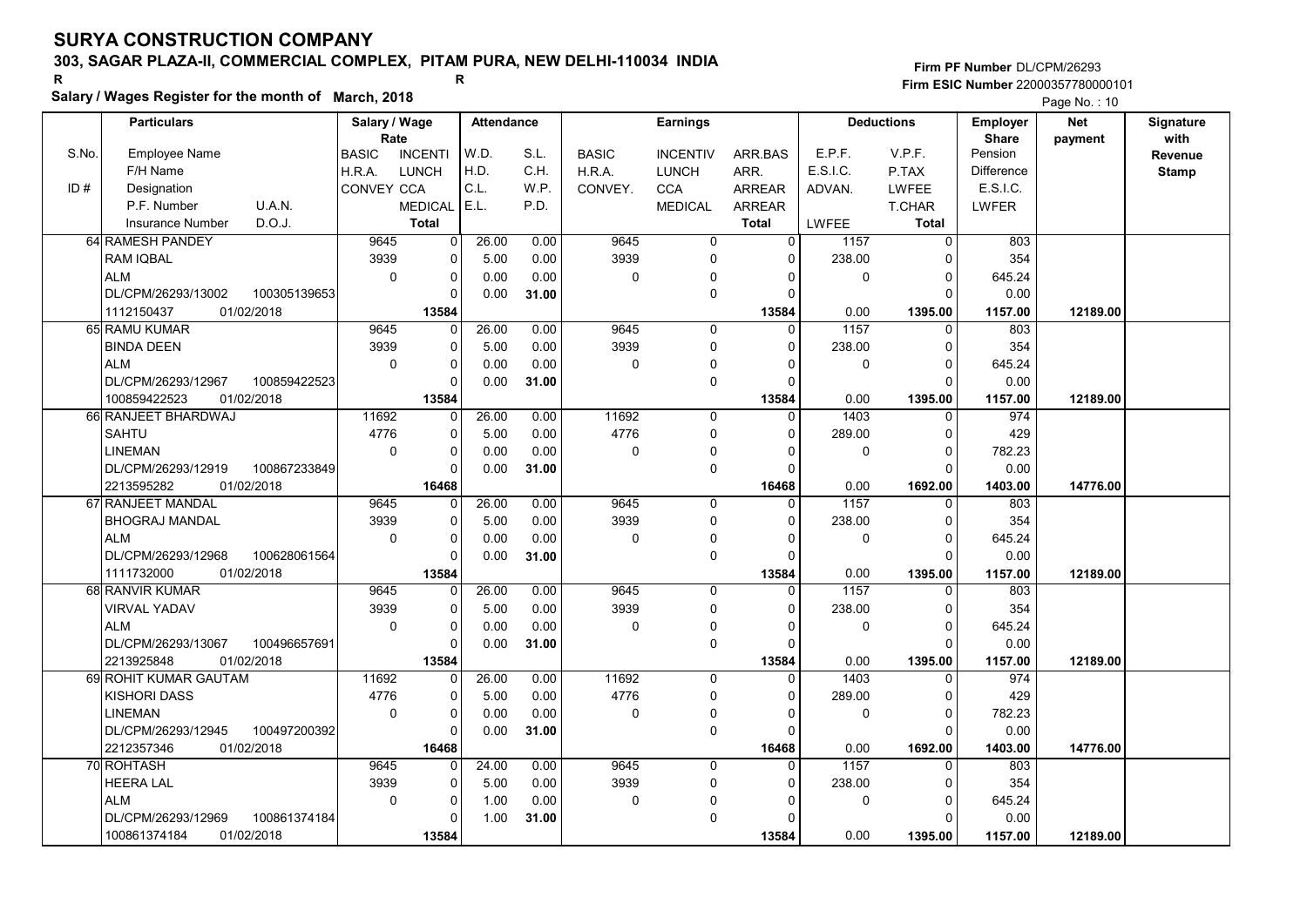# SURYA CONSTRUCTION COMPANY

**303, SAGAR PLAZA-II, COMMERCIAL COMPLEX, PITAM PURA, NEW DELHI-110034 INDIA**

R R

**Salary / Wages Register for the month of March, 2018**

Firm PF Number DL/CPM/26293
Firm ESIC Number 22000357780000101

| S.No. / ID # | Particulars: Employee Name / F/H Name / Designation / P.F. Number, U.A.N. / Insurance Number, D.O.J. | Salary / Wage Rate: BASIC / H.R.A. / CONVEY | Rate: INCENTI / LUNCH / CCA / MEDICAL / Total | Attendance: W.D. / H.D. / C.L. / E.L. | Attendance: S.L. / C.H. / W.P. / P.D. | Earnings: BASIC / H.R.A. / CONVEY. | Earnings: INCENTIV / LUNCH / CCA / MEDICAL | Earnings: ARR.BAS / ARR. / ARREAR / ARREAR / Total | Deductions: E.P.F. / E.S.I.C. / ADVAN. / LWFEE | Deductions: V.P.F. / P.TAX / LWFEE / T.CHAR / Total | Employer Share: Pension / Difference / E.S.I.C. / LWFER | Net payment | Signature with Revenue Stamp |
|---|---|---|---|---|---|---|---|---|---|---|---|---|---|
| 64 | RAMESH PANDEY / RAM IQBAL / ALM / DL/CPM/26293/13002, 100305139653 / 1112150437, 01/02/2018 | 9645 / 3939 / 0 | 0 / 0 / 0 / 0 / 13584 | 26.00 / 5.00 / 0.00 / 0.00 | 0.00 / 0.00 / 0.00 / 31.00 | 9645 / 3939 / 0 | 0 / 0 / 0 / 0 | 0 / 0 / 0 / 0 / 13584 | 1157 / 238.00 / 0 / 0.00 | 0 / 0 / 0 / 0 / 1395.00 | 803 / 354 / 645.24 / 0.00 / 1157.00 | 12189.00 | |
| 65 | RAMU KUMAR / BINDA DEEN / ALM / DL/CPM/26293/12967, 100859422523 / 100859422523, 01/02/2018 | 9645 / 3939 / 0 | 0 / 0 / 0 / 0 / 13584 | 26.00 / 5.00 / 0.00 / 0.00 | 0.00 / 0.00 / 0.00 / 31.00 | 9645 / 3939 / 0 | 0 / 0 / 0 / 0 | 0 / 0 / 0 / 0 / 13584 | 1157 / 238.00 / 0 / 0.00 | 0 / 0 / 0 / 0 / 1395.00 | 803 / 354 / 645.24 / 0.00 / 1157.00 | 12189.00 | |
| 66 | RANJEET BHARDWAJ / SAHTU / LINEMAN / DL/CPM/26293/12919, 100867233849 / 2213595282, 01/02/2018 | 11692 / 4776 / 0 | 0 / 0 / 0 / 0 / 16468 | 26.00 / 5.00 / 0.00 / 0.00 | 0.00 / 0.00 / 0.00 / 31.00 | 11692 / 4776 / 0 | 0 / 0 / 0 / 0 | 0 / 0 / 0 / 0 / 16468 | 1403 / 289.00 / 0 / 0.00 | 0 / 0 / 0 / 0 / 1692.00 | 974 / 429 / 782.23 / 0.00 / 1403.00 | 14776.00 | |
| 67 | RANJEET MANDAL / BHOGRAJ MANDAL / ALM / DL/CPM/26293/12968, 100628061564 / 1111732000, 01/02/2018 | 9645 / 3939 / 0 | 0 / 0 / 0 / 0 / 13584 | 26.00 / 5.00 / 0.00 / 0.00 | 0.00 / 0.00 / 0.00 / 31.00 | 9645 / 3939 / 0 | 0 / 0 / 0 / 0 | 0 / 0 / 0 / 0 / 13584 | 1157 / 238.00 / 0 / 0.00 | 0 / 0 / 0 / 0 / 1395.00 | 803 / 354 / 645.24 / 0.00 / 1157.00 | 12189.00 | |
| 68 | RANVIR KUMAR / VIRVAL YADAV / ALM / DL/CPM/26293/13067, 100496657691 / 2213925848, 01/02/2018 | 9645 / 3939 / 0 | 0 / 0 / 0 / 0 / 13584 | 26.00 / 5.00 / 0.00 / 0.00 | 0.00 / 0.00 / 0.00 / 31.00 | 9645 / 3939 / 0 | 0 / 0 / 0 / 0 | 0 / 0 / 0 / 0 / 13584 | 1157 / 238.00 / 0 / 0.00 | 0 / 0 / 0 / 0 / 1395.00 | 803 / 354 / 645.24 / 0.00 / 1157.00 | 12189.00 | |
| 69 | ROHIT KUMAR GAUTAM / KISHORI DASS / LINEMAN / DL/CPM/26293/12945, 100497200392 / 2212357346, 01/02/2018 | 11692 / 4776 / 0 | 0 / 0 / 0 / 0 / 16468 | 26.00 / 5.00 / 0.00 / 0.00 | 0.00 / 0.00 / 0.00 / 31.00 | 11692 / 4776 / 0 | 0 / 0 / 0 / 0 | 0 / 0 / 0 / 0 / 16468 | 1403 / 289.00 / 0 / 0.00 | 0 / 0 / 0 / 0 / 1692.00 | 974 / 429 / 782.23 / 0.00 / 1403.00 | 14776.00 | |
| 70 | ROHTASH / HEERA LAL / ALM / DL/CPM/26293/12969, 100861374184 / 100861374184, 01/02/2018 | 9645 / 3939 / 0 | 0 / 0 / 0 / 0 / 13584 | 24.00 / 5.00 / 1.00 / 1.00 | 0.00 / 0.00 / 0.00 / 31.00 | 9645 / 3939 / 0 | 0 / 0 / 0 / 0 | 0 / 0 / 0 / 0 / 13584 | 1157 / 238.00 / 0 / 0.00 | 0 / 0 / 0 / 0 / 1395.00 | 803 / 354 / 645.24 / 0.00 / 1157.00 | 12189.00 | |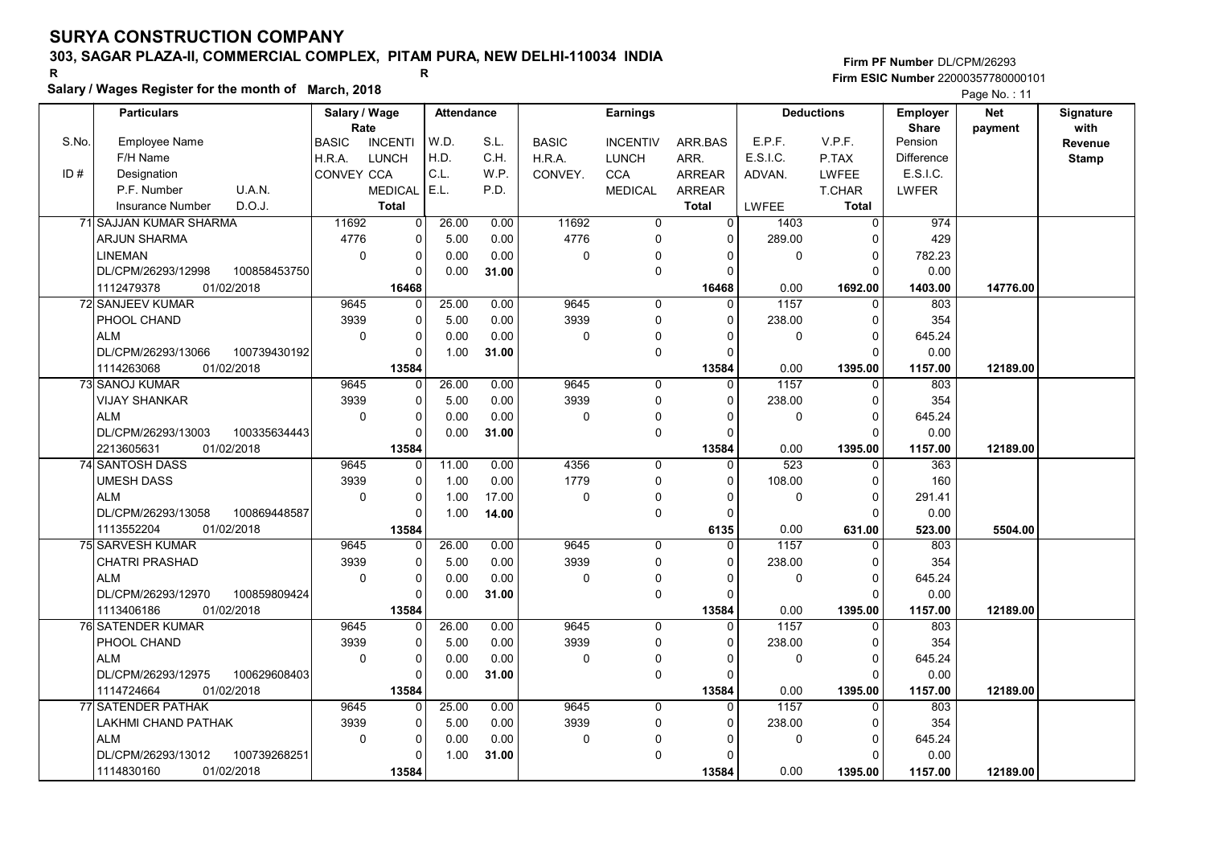# SURYA CONSTRUCTION COMPANY

## 303, SAGAR PLAZA-II, COMMERCIAL COMPLEX, PITAM PURA, NEW DELHI-110034 INDIA

R R

**Salary / Wages Register for the month of March, 2018**

Firm PF Number DL/CPM/26293
Firm ESIC Number 22000357780000101

| S.No. / ID # | Employee Name / F/H Name / Designation / P.F. Number / U.A.N. / Insurance Number / D.O.J. | Salary / Wage Rate: BASIC / H.R.A. / CONVEY | INCENTI / LUNCH / CCA / MEDICAL / Total | Attendance: W.D. / H.D. / C.L. / E.L. | S.L. / C.H. / W.P. / P.D. | Earnings: BASIC / H.R.A. / CONVEY. | INCENTIV / LUNCH / CCA / MEDICAL | ARR.BAS / ARR. / ARREAR / ARREAR / Total | Deductions: E.P.F. / E.S.I.C. / ADVAN. / LWFEE | V.P.F. / P.TAX / LWFEE / T.CHAR / Total | Employer Share: Pension / Difference / E.S.I.C. / LWFER | Net payment | Signature with Revenue Stamp |
|---|---|---|---|---|---|---|---|---|---|---|---|---|---|
| 71 | SAJJAN KUMAR SHARMA<br>ARJUN SHARMA<br>LINEMAN<br>DL/CPM/26293/12998 100858453750<br>1112479378 01/02/2018 | 11692<br>4776<br>0 | 0<br>0<br>0<br>0<br>16468 | 26.00<br>5.00<br>0.00<br>0.00 | 0.00<br>0.00<br>0.00<br>31.00 | 11692<br>4776<br>0 | 0<br>0<br>0<br>0 | 0<br>0<br>0<br>0<br>16468 | 1403<br>289.00<br>0<br>0.00 | 0<br>0<br>0<br>0<br>1692.00 | 974<br>429<br>782.23<br>0.00<br>1403.00 | 14776.00 | |
| 72 | SANJEEV KUMAR<br>PHOOL CHAND<br>ALM<br>DL/CPM/26293/13066 100739430192<br>1114263068 01/02/2018 | 9645<br>3939<br>0 | 0<br>0<br>0<br>0<br>13584 | 25.00<br>5.00<br>0.00<br>1.00 | 0.00<br>0.00<br>0.00<br>31.00 | 9645<br>3939<br>0 | 0<br>0<br>0<br>0 | 0<br>0<br>0<br>0<br>13584 | 1157<br>238.00<br>0<br>0.00 | 0<br>0<br>0<br>0<br>1395.00 | 803<br>354<br>645.24<br>0.00<br>1157.00 | 12189.00 | |
| 73 | SANOJ KUMAR<br>VIJAY SHANKAR<br>ALM<br>DL/CPM/26293/13003 100335634443<br>2213605631 01/02/2018 | 9645<br>3939<br>0 | 0<br>0<br>0<br>0<br>13584 | 26.00<br>5.00<br>0.00<br>0.00 | 0.00<br>0.00<br>0.00<br>31.00 | 9645<br>3939<br>0 | 0<br>0<br>0<br>0 | 0<br>0<br>0<br>0<br>13584 | 1157<br>238.00<br>0<br>0.00 | 0<br>0<br>0<br>0<br>1395.00 | 803<br>354<br>645.24<br>0.00<br>1157.00 | 12189.00 | |
| 74 | SANTOSH DASS<br>UMESH DASS<br>ALM<br>DL/CPM/26293/13058 100869448587<br>1113552204 01/02/2018 | 9645<br>3939<br>0 | 0<br>0<br>0<br>0<br>13584 | 11.00<br>1.00<br>1.00<br>1.00 | 0.00<br>0.00<br>17.00<br>14.00 | 4356<br>1779<br>0 | 0<br>0<br>0<br>0 | 0<br>0<br>0<br>0<br>6135 | 523<br>108.00<br>0<br>0.00 | 0<br>0<br>0<br>0<br>631.00 | 363<br>160<br>291.41<br>0.00<br>523.00 | 5504.00 | |
| 75 | SARVESH KUMAR<br>CHATRI PRASHAD<br>ALM<br>DL/CPM/26293/12970 100859809424<br>1113406186 01/02/2018 | 9645<br>3939<br>0 | 0<br>0<br>0<br>0<br>13584 | 26.00<br>5.00<br>0.00<br>0.00 | 0.00<br>0.00<br>0.00<br>31.00 | 9645<br>3939<br>0 | 0<br>0<br>0<br>0 | 0<br>0<br>0<br>0<br>13584 | 1157<br>238.00<br>0<br>0.00 | 0<br>0<br>0<br>0<br>1395.00 | 803<br>354<br>645.24<br>0.00<br>1157.00 | 12189.00 | |
| 76 | SATENDER KUMAR<br>PHOOL CHAND<br>ALM<br>DL/CPM/26293/12975 100629608403<br>1114724664 01/02/2018 | 9645<br>3939<br>0 | 0<br>0<br>0<br>0<br>13584 | 26.00<br>5.00<br>0.00<br>0.00 | 0.00<br>0.00<br>0.00<br>31.00 | 9645<br>3939<br>0 | 0<br>0<br>0<br>0 | 0<br>0<br>0<br>0<br>13584 | 1157<br>238.00<br>0<br>0.00 | 0<br>0<br>0<br>0<br>1395.00 | 803<br>354<br>645.24<br>0.00<br>1157.00 | 12189.00 | |
| 77 | SATENDER PATHAK<br>LAKHMI CHAND PATHAK<br>ALM<br>DL/CPM/26293/13012 100739268251<br>1114830160 01/02/2018 | 9645<br>3939<br>0 | 0<br>0<br>0<br>0<br>13584 | 25.00<br>5.00<br>0.00<br>1.00 | 0.00<br>0.00<br>0.00<br>31.00 | 9645<br>3939<br>0 | 0<br>0<br>0<br>0 | 0<br>0<br>0<br>0<br>13584 | 1157<br>238.00<br>0<br>0.00 | 0<br>0<br>0<br>0<br>1395.00 | 803<br>354<br>645.24<br>0.00<br>1157.00 | 12189.00 | |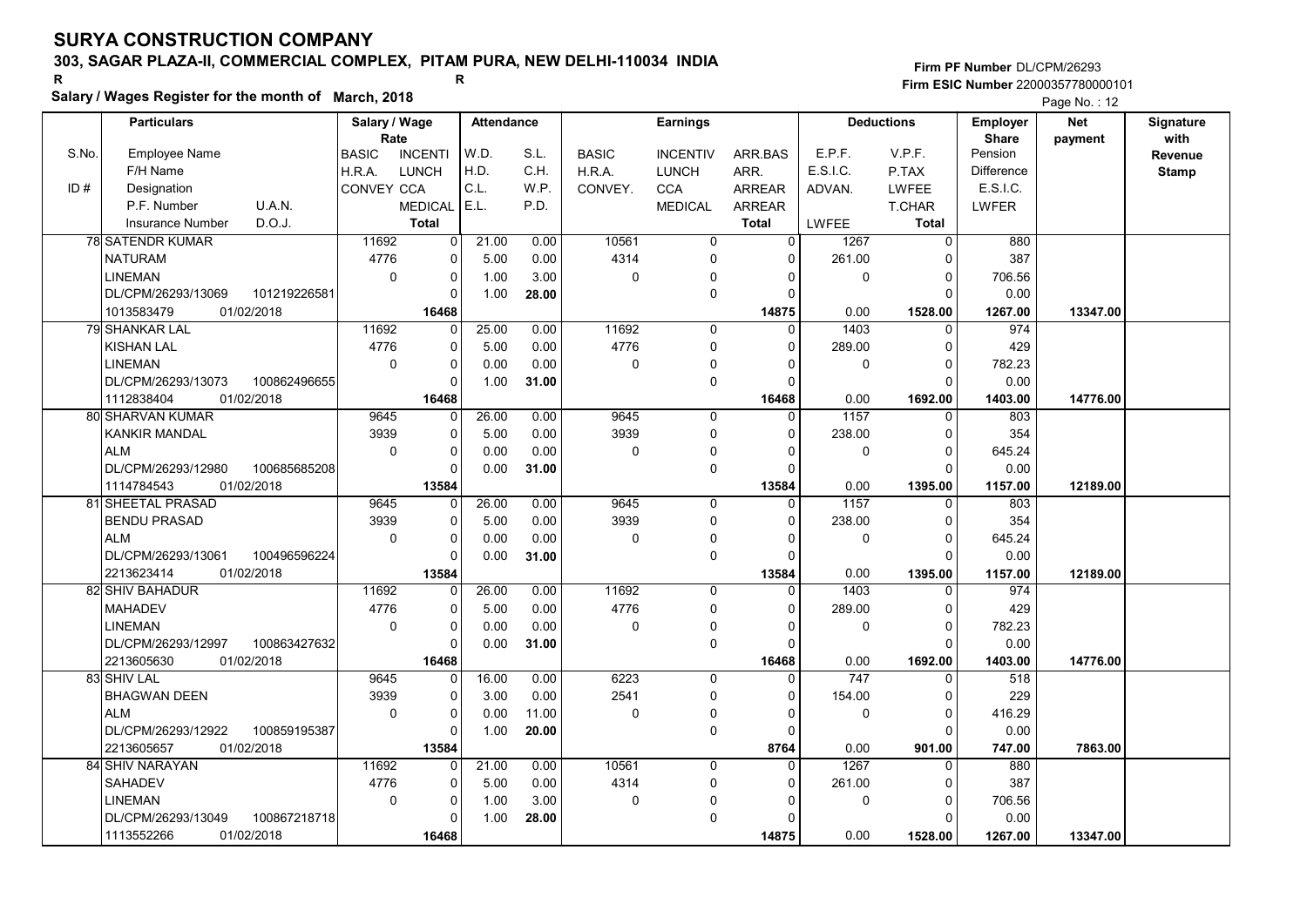# SURYA CONSTRUCTION COMPANY

## 303, SAGAR PLAZA-II, COMMERCIAL COMPLEX, PITAM PURA, NEW DELHI-110034 INDIA

R R

**Salary / Wages Register for the month of March, 2018**

Firm PF Number DL/CPM/26293
Firm ESIC Number 22000357780000101

| S.No. | Particulars: Employee Name / F/H Name / Designation / P.F. Number / U.A.N. / Insurance Number / D.O.J. | Salary / Wage Rate: BASIC / H.R.A. / CONVEY | INCENTI / LUNCH / CCA / MEDICAL / Total | Attendance: W.D. / H.D. / C.L. / E.L. | S.L. / C.H. / W.P. / P.D. | Earnings: BASIC / H.R.A. / CONVEY. | INCENTIV / LUNCH / CCA / MEDICAL | ARR.BAS / ARR. / ARREAR / ARREAR / Total | Deductions: E.P.F. / E.S.I.C. / ADVAN. / LWFEE | V.P.F. / P.TAX / LWFEE / T.CHAR / Total | Employer Share: Pension / Difference / E.S.I.C. / LWFER | Net payment | Signature with Revenue Stamp |
|---|---|---|---|---|---|---|---|---|---|---|---|---|---|
| 78 | SATENDR KUMAR<br>NATURAM<br>LINEMAN<br>DL/CPM/26293/13069 101219226581<br>1013583479 01/02/2018 | 11692<br>4776<br>0 | 0<br>0<br>0<br>0<br>16468 | 21.00<br>5.00<br>1.00<br>1.00 | 0.00<br>0.00<br>3.00<br>28.00 | 10561<br>4314<br>0 | 0<br>0<br>0<br>0 | 0<br>0<br>0<br>0<br>14875 | 1267<br>261.00<br>0<br>0.00 | 0<br>0<br>0<br>0<br>1528.00 | 880<br>387<br>706.56<br>0.00<br>1267.00 | 13347.00 | |
| 79 | SHANKAR LAL<br>KISHAN LAL<br>LINEMAN<br>DL/CPM/26293/13073 100862496655<br>1112838404 01/02/2018 | 11692<br>4776<br>0 | 0<br>0<br>0<br>0<br>16468 | 25.00<br>5.00<br>0.00<br>1.00 | 0.00<br>0.00<br>0.00<br>31.00 | 11692<br>4776<br>0 | 0<br>0<br>0<br>0 | 0<br>0<br>0<br>0<br>16468 | 1403<br>289.00<br>0<br>0.00 | 0<br>0<br>0<br>0<br>1692.00 | 974<br>429<br>782.23<br>0.00<br>1403.00 | 14776.00 | |
| 80 | SHARVAN KUMAR<br>KANKIR MANDAL<br>ALM<br>DL/CPM/26293/12980 100685685208<br>1114784543 01/02/2018 | 9645<br>3939<br>0 | 0<br>0<br>0<br>0<br>13584 | 26.00<br>5.00<br>0.00<br>0.00 | 0.00<br>0.00<br>0.00<br>31.00 | 9645<br>3939<br>0 | 0<br>0<br>0<br>0 | 0<br>0<br>0<br>0<br>13584 | 1157<br>238.00<br>0<br>0.00 | 0<br>0<br>0<br>0<br>1395.00 | 803<br>354<br>645.24<br>0.00<br>1157.00 | 12189.00 | |
| 81 | SHEETAL PRASAD<br>BENDU PRASAD<br>ALM<br>DL/CPM/26293/13061 100496596224<br>2213623414 01/02/2018 | 9645<br>3939<br>0 | 0<br>0<br>0<br>0<br>13584 | 26.00<br>5.00<br>0.00<br>0.00 | 0.00<br>0.00<br>0.00<br>31.00 | 9645<br>3939<br>0 | 0<br>0<br>0<br>0 | 0<br>0<br>0<br>0<br>13584 | 1157<br>238.00<br>0<br>0.00 | 0<br>0<br>0<br>0<br>1395.00 | 803<br>354<br>645.24<br>0.00<br>1157.00 | 12189.00 | |
| 82 | SHIV BAHADUR<br>MAHADEV<br>LINEMAN<br>DL/CPM/26293/12997 100863427632<br>2213605630 01/02/2018 | 11692<br>4776<br>0 | 0<br>0<br>0<br>0<br>16468 | 26.00<br>5.00<br>0.00<br>0.00 | 0.00<br>0.00<br>0.00<br>31.00 | 11692<br>4776<br>0 | 0<br>0<br>0<br>0 | 0<br>0<br>0<br>0<br>16468 | 1403<br>289.00<br>0<br>0.00 | 0<br>0<br>0<br>0<br>1692.00 | 974<br>429<br>782.23<br>0.00<br>1403.00 | 14776.00 | |
| 83 | SHIV LAL<br>BHAGWAN DEEN<br>ALM<br>DL/CPM/26293/12922 100859195387<br>2213605657 01/02/2018 | 9645<br>3939<br>0 | 0<br>0<br>0<br>0<br>13584 | 16.00<br>3.00<br>0.00<br>1.00 | 0.00<br>0.00<br>11.00<br>20.00 | 6223<br>2541<br>0 | 0<br>0<br>0<br>0 | 0<br>0<br>0<br>0<br>8764 | 747<br>154.00<br>0<br>0.00 | 0<br>0<br>0<br>0<br>901.00 | 518<br>229<br>416.29<br>0.00<br>747.00 | 7863.00 | |
| 84 | SHIV NARAYAN<br>SAHADEV<br>LINEMAN<br>DL/CPM/26293/13049 100867218718<br>1113552266 01/02/2018 | 11692<br>4776<br>0 | 0<br>0<br>0<br>0<br>16468 | 21.00<br>5.00<br>1.00<br>1.00 | 0.00<br>0.00<br>3.00<br>28.00 | 10561<br>4314<br>0 | 0<br>0<br>0<br>0 | 0<br>0<br>0<br>0<br>14875 | 1267<br>261.00<br>0<br>0.00 | 0<br>0<br>0<br>0<br>1528.00 | 880<br>387<br>706.56<br>0.00<br>1267.00 | 13347.00 | |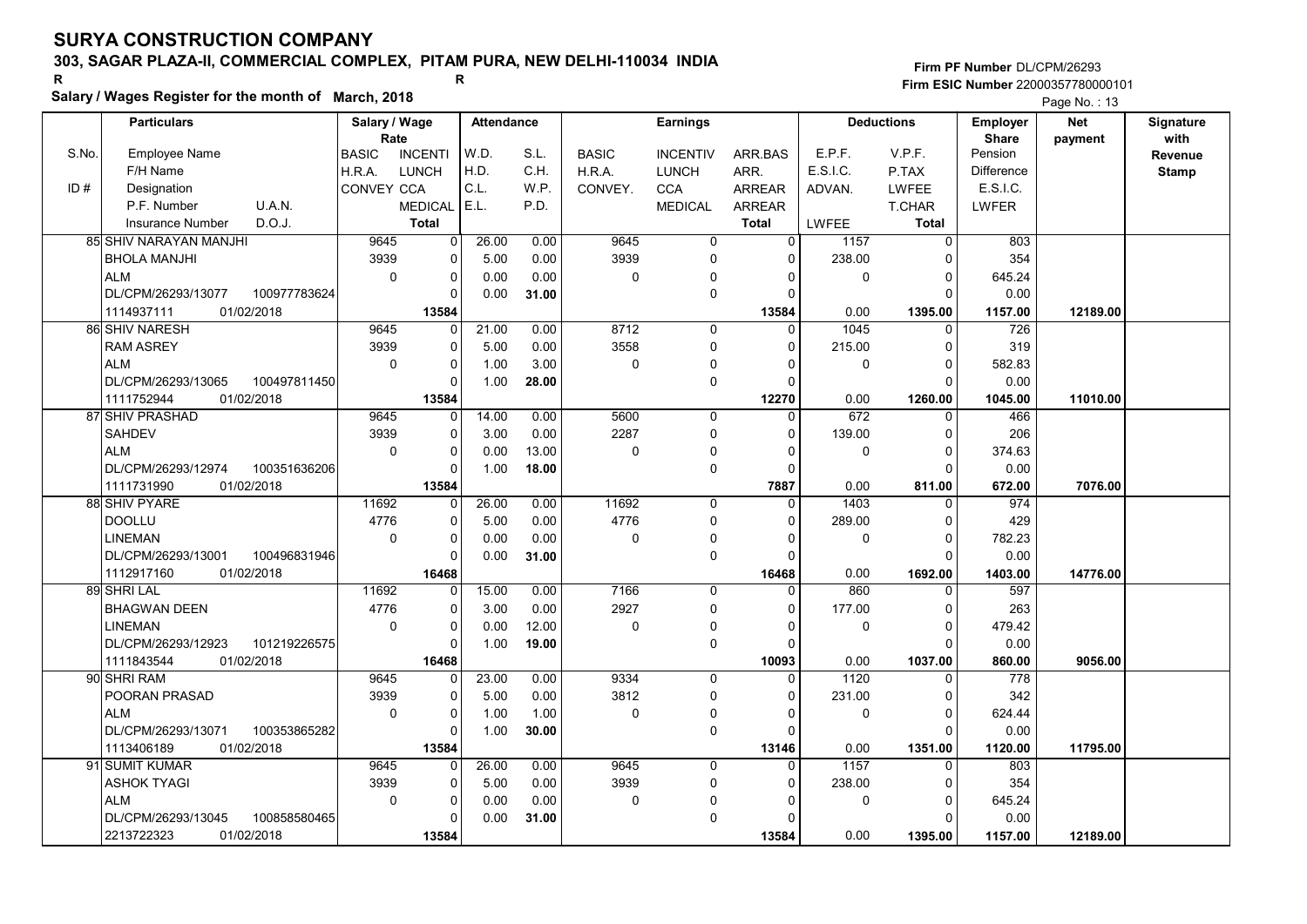# SURYA CONSTRUCTION COMPANY

## 303, SAGAR PLAZA-II, COMMERCIAL COMPLEX, PITAM PURA, NEW DELHI-110034 INDIA

R R

**Salary / Wages Register for the month of March, 2018**

Firm PF Number DL/CPM/26293
Firm ESIC Number 22000357780000101

| S.No. | Employee Name / F/H Name / Designation / P.F. Number / U.A.N. / Insurance Number / D.O.J. | Salary / Wage Rate: BASIC / H.R.A. / CONVEY | INCENTI / LUNCH / CCA / MEDICAL / Total | W.D. / H.D. / C.L. / E.L. | S.L. / C.H. / W.P. / P.D. | Earnings: BASIC / H.R.A. / CONVEY. | INCENTIV / LUNCH / CCA / MEDICAL | ARR.BAS / ARR. / ARREAR / ARREAR / Total | Deductions: E.P.F. / E.S.I.C. / ADVAN. / LWFEE | V.P.F. / P.TAX / LWFEE / T.CHAR / Total | Employer Share: Pension / Difference / E.S.I.C. / LWFER | Net payment | Signature with Revenue Stamp |
|---|---|---|---|---|---|---|---|---|---|---|---|---|---|
| 85 | SHIV NARAYAN MANJHI | 9645 | 0 | 26.00 | 0.00 | 9645 | 0 | 0 | 1157 | 0 | 803 | | |
| | BHOLA MANJHI | 3939 | 0 | 5.00 | 0.00 | 3939 | 0 | 0 | 238.00 | 0 | 354 | | |
| | ALM | 0 | 0 | 0.00 | 0.00 | 0 | 0 | 0 | 0 | 0 | 645.24 | | |
| | DL/CPM/26293/13077 100977783624 | | 0 | 0.00 | 31.00 | | 0 | 0 | | 0 | 0.00 | | |
| | 1114937111 01/02/2018 | | 13584 | | | | | 13584 | 0.00 | 1395.00 | 1157.00 | 12189.00 | |
| 86 | SHIV NARESH | 9645 | 0 | 21.00 | 0.00 | 8712 | 0 | 0 | 1045 | 0 | 726 | | |
| | RAM ASREY | 3939 | 0 | 5.00 | 0.00 | 3558 | 0 | 0 | 215.00 | 0 | 319 | | |
| | ALM | 0 | 0 | 1.00 | 3.00 | 0 | 0 | 0 | 0 | 0 | 582.83 | | |
| | DL/CPM/26293/13065 100497811450 | | 0 | 1.00 | 28.00 | | 0 | 0 | | 0 | 0.00 | | |
| | 1111752944 01/02/2018 | | 13584 | | | | | 12270 | 0.00 | 1260.00 | 1045.00 | 11010.00 | |
| 87 | SHIV PRASHAD | 9645 | 0 | 14.00 | 0.00 | 5600 | 0 | 0 | 672 | 0 | 466 | | |
| | SAHDEV | 3939 | 0 | 3.00 | 0.00 | 2287 | 0 | 0 | 139.00 | 0 | 206 | | |
| | ALM | 0 | 0 | 0.00 | 13.00 | 0 | 0 | 0 | 0 | 0 | 374.63 | | |
| | DL/CPM/26293/12974 100351636206 | | 0 | 1.00 | 18.00 | | 0 | 0 | | 0 | 0.00 | | |
| | 1111731990 01/02/2018 | | 13584 | | | | | 7887 | 0.00 | 811.00 | 672.00 | 7076.00 | |
| 88 | SHIV PYARE | 11692 | 0 | 26.00 | 0.00 | 11692 | 0 | 0 | 1403 | 0 | 974 | | |
| | DOOLLU | 4776 | 0 | 5.00 | 0.00 | 4776 | 0 | 0 | 289.00 | 0 | 429 | | |
| | LINEMAN | 0 | 0 | 0.00 | 0.00 | 0 | 0 | 0 | 0 | 0 | 782.23 | | |
| | DL/CPM/26293/13001 100496831946 | | 0 | 0.00 | 31.00 | | 0 | 0 | | 0 | 0.00 | | |
| | 1112917160 01/02/2018 | | 16468 | | | | | 16468 | 0.00 | 1692.00 | 1403.00 | 14776.00 | |
| 89 | SHRI LAL | 11692 | 0 | 15.00 | 0.00 | 7166 | 0 | 0 | 860 | 0 | 597 | | |
| | BHAGWAN DEEN | 4776 | 0 | 3.00 | 0.00 | 2927 | 0 | 0 | 177.00 | 0 | 263 | | |
| | LINEMAN | 0 | 0 | 0.00 | 12.00 | 0 | 0 | 0 | 0 | 0 | 479.42 | | |
| | DL/CPM/26293/12923 101219226575 | | 0 | 1.00 | 19.00 | | 0 | 0 | | 0 | 0.00 | | |
| | 1111843544 01/02/2018 | | 16468 | | | | | 10093 | 0.00 | 1037.00 | 860.00 | 9056.00 | |
| 90 | SHRI RAM | 9645 | 0 | 23.00 | 0.00 | 9334 | 0 | 0 | 1120 | 0 | 778 | | |
| | POORAN PRASAD | 3939 | 0 | 5.00 | 0.00 | 3812 | 0 | 0 | 231.00 | 0 | 342 | | |
| | ALM | 0 | 0 | 1.00 | 1.00 | 0 | 0 | 0 | 0 | 0 | 624.44 | | |
| | DL/CPM/26293/13071 100353865282 | | 0 | 1.00 | 30.00 | | 0 | 0 | | 0 | 0.00 | | |
| | 1113406189 01/02/2018 | | 13584 | | | | | 13146 | 0.00 | 1351.00 | 1120.00 | 11795.00 | |
| 91 | SUMIT KUMAR | 9645 | 0 | 26.00 | 0.00 | 9645 | 0 | 0 | 1157 | 0 | 803 | | |
| | ASHOK TYAGI | 3939 | 0 | 5.00 | 0.00 | 3939 | 0 | 0 | 238.00 | 0 | 354 | | |
| | ALM | 0 | 0 | 0.00 | 0.00 | 0 | 0 | 0 | 0 | 0 | 645.24 | | |
| | DL/CPM/26293/13045 100858580465 | | 0 | 0.00 | 31.00 | | 0 | 0 | | 0 | 0.00 | | |
| | 2213722323 01/02/2018 | | 13584 | | | | | 13584 | 0.00 | 1395.00 | 1157.00 | 12189.00 | |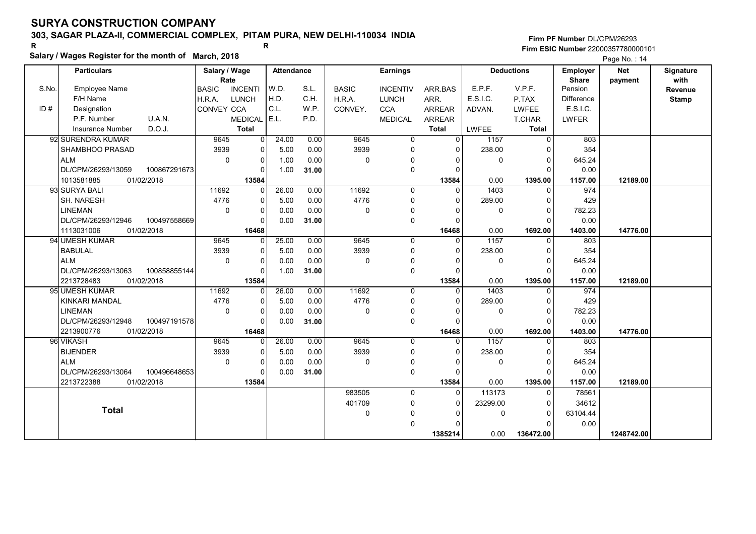# SURYA CONSTRUCTION COMPANY

**303, SAGAR PLAZA-II, COMMERCIAL COMPLEX, PITAM PURA, NEW DELHI-110034 INDIA**

R R

**Salary / Wages Register for the month of March, 2018**

**Firm PF Number** DL/CPM/26293
**Firm ESIC Number** 22000357780000101

| Particulars | | | Salary / Wage Rate | | Attendance | | Earnings | | | Deductions | | Employer Share | Net payment | Signature with Revenue Stamp |
|---|---|---|---|---|---|---|---|---|---|---|---|---|---|---|
| S.No. | Employee Name / F/H Name / Designation / P.F. Number / Insurance Number | U.A.N. / D.O.J. | BASIC / H.R.A. / CONVEY | INCENTI / LUNCH / CCA / MEDICAL / Total | W.D. / H.D. / C.L. / E.L. | S.L. / C.H. / W.P. / P.D. | BASIC / H.R.A. / CONVEY. | INCENTIV / LUNCH / CCA / MEDICAL | ARR.BAS / ARR. / ARREAR / ARREAR / Total | E.P.F. / E.S.I.C. / ADVAN. / LWFEE | V.P.F. / P.TAX / LWFEE / T.CHAR / Total | Pension / Difference / E.S.I.C. / LWFER | | |
| 92 | SURENDRA KUMAR / SHAMBHOO PRASAD / ALM / DL/CPM/26293/13059 / 1013581885 | 100867291673 / 01/02/2018 | 9645 / 3939 / 0 | 0 / 0 / 0 / 0 / 13584 | 24.00 / 5.00 / 1.00 / 1.00 | 0.00 / 0.00 / 0.00 / 31.00 | 9645 / 3939 / 0 | 0 / 0 / 0 / 0 | 0 / 0 / 0 / 0 / 13584 | 1157 / 238.00 / 0 / 0.00 | 0 / 0 / 0 / 0 / 1395.00 | 803 / 354 / 645.24 / 0.00 / 1157.00 | 12189.00 | |
| 93 | SURYA BALI / SH. NARESH / LINEMAN / DL/CPM/26293/12946 / 1113031006 | 100497558669 / 01/02/2018 | 11692 / 4776 / 0 | 0 / 0 / 0 / 0 / 16468 | 26.00 / 5.00 / 0.00 / 0.00 | 0.00 / 0.00 / 0.00 / 31.00 | 11692 / 4776 / 0 | 0 / 0 / 0 / 0 | 0 / 0 / 0 / 0 / 16468 | 1403 / 289.00 / 0 / 0.00 | 0 / 0 / 0 / 0 / 1692.00 | 974 / 429 / 782.23 / 0.00 / 1403.00 | 14776.00 | |
| 94 | UMESH KUMAR / BABULAL / ALM / DL/CPM/26293/13063 / 2213728483 | 100858855144 / 01/02/2018 | 9645 / 3939 / 0 | 0 / 0 / 0 / 0 / 13584 | 25.00 / 5.00 / 0.00 / 1.00 | 0.00 / 0.00 / 0.00 / 31.00 | 9645 / 3939 / 0 | 0 / 0 / 0 / 0 | 0 / 0 / 0 / 0 / 13584 | 1157 / 238.00 / 0 / 0.00 | 0 / 0 / 0 / 0 / 1395.00 | 803 / 354 / 645.24 / 0.00 / 1157.00 | 12189.00 | |
| 95 | UMESH KUMAR / KINKARI MANDAL / LINEMAN / DL/CPM/26293/12948 / 2213900776 | 100497191578 / 01/02/2018 | 11692 / 4776 / 0 | 0 / 0 / 0 / 0 / 16468 | 26.00 / 5.00 / 0.00 / 0.00 | 0.00 / 0.00 / 0.00 / 31.00 | 11692 / 4776 / 0 | 0 / 0 / 0 / 0 | 0 / 0 / 0 / 0 / 16468 | 1403 / 289.00 / 0 / 0.00 | 0 / 0 / 0 / 0 / 1692.00 | 974 / 429 / 782.23 / 0.00 / 1403.00 | 14776.00 | |
| 96 | VIKASH / BIJENDER / ALM / DL/CPM/26293/13064 / 2213722388 | 100496648653 / 01/02/2018 | 9645 / 3939 / 0 | 0 / 0 / 0 / 0 / 13584 | 26.00 / 5.00 / 0.00 / 0.00 | 0.00 / 0.00 / 0.00 / 31.00 | 9645 / 3939 / 0 | 0 / 0 / 0 / 0 | 0 / 0 / 0 / 0 / 13584 | 1157 / 238.00 / 0 / 0.00 | 0 / 0 / 0 / 0 / 1395.00 | 803 / 354 / 645.24 / 0.00 / 1157.00 | 12189.00 | |
| | **Total** | | | | | | 983505 / 401709 / 0 | 0 / 0 / 0 / 0 | 0 / 0 / 0 / 0 / 1385214 | 113173 / 23299.00 / 0 / 0.00 | 0 / 0 / 0 / 0 / 136472.00 | 78561 / 34612 / 63104.44 / 0.00 | 1248742.00 | |